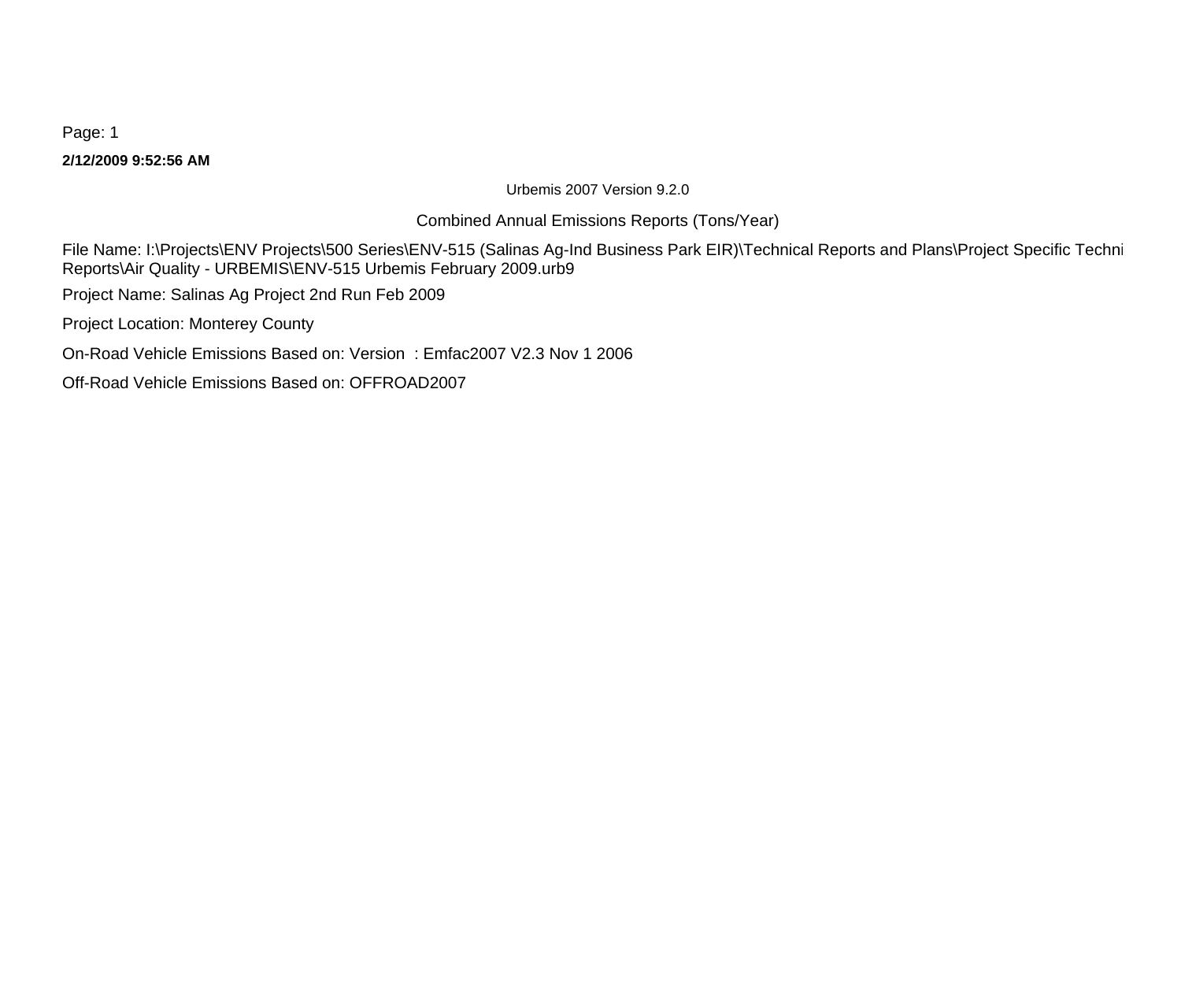**2/12/2009 9:52:56 AM**

Urbemis 2007 Version 9.2.0

Combined Annual Emissions Reports (Tons/Year)

File Name: I:\Projects\ENV Projects\500 Series\ENV-515 (Salinas Ag-Ind Business Park EIR)\Technical Reports and Plans\Project Specific Techni Reports\Air Quality - URBEMIS\ENV-515 Urbemis February 2009.urb9

Project Name: Salinas Ag Project 2nd Run Feb 2009

Project Location: Monterey County

On-Road Vehicle Emissions Based on: Version : Emfac2007 V2.3 Nov 1 2006

Off-Road Vehicle Emissions Based on: OFFROAD2007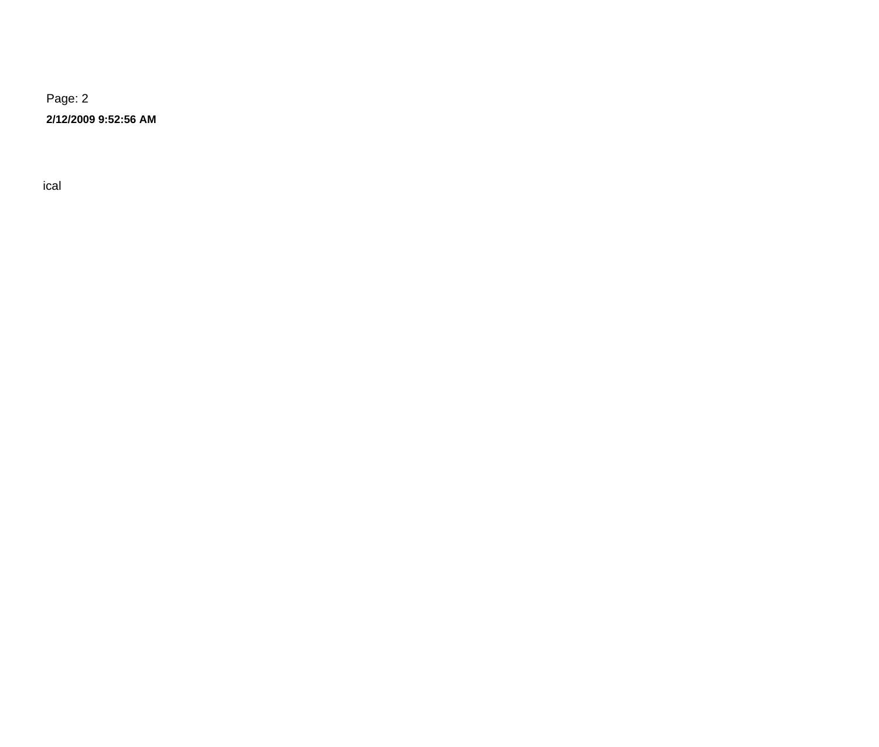Page: 2

**2/12/2009 9:52:56 AM**

ical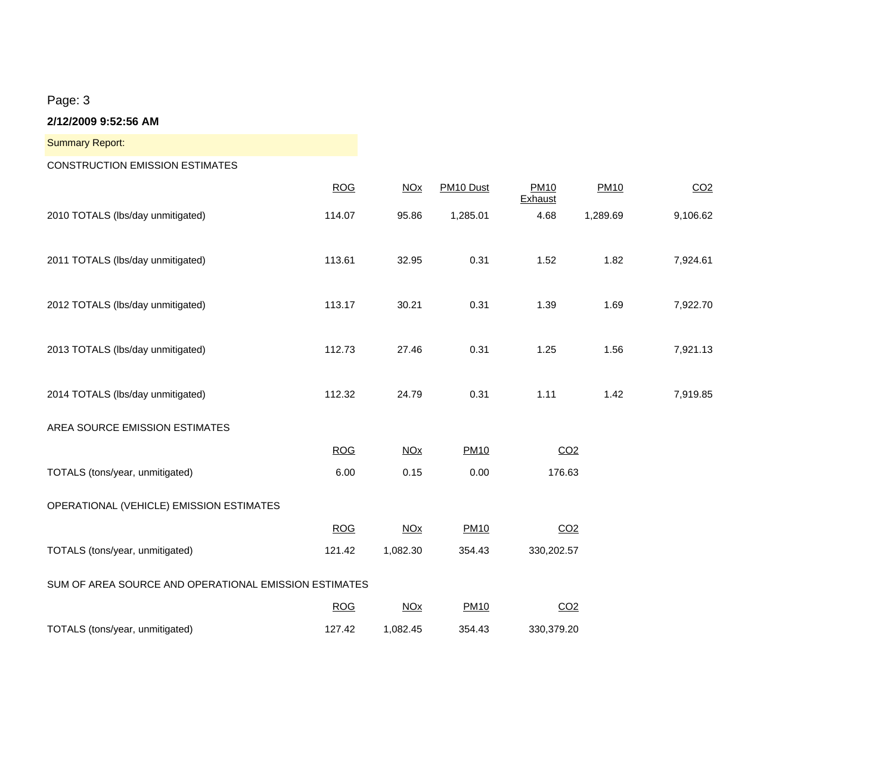Page: 3

**2/12/2009 9:52:56 AM**

Summary Report:

CONSTRUCTION EMISSION ESTIMATES

| | ROG | NOx | PM10 Dust | PM10 Exhaust | PM10 | CO2 |
|---|---|---|---|---|---|---|
| 2010 TOTALS (lbs/day unmitigated) | 114.07 | 95.86 | 1,285.01 | 4.68 | 1,289.69 | 9,106.62 |
| 2011 TOTALS (lbs/day unmitigated) | 113.61 | 32.95 | 0.31 | 1.52 | 1.82 | 7,924.61 |
| 2012 TOTALS (lbs/day unmitigated) | 113.17 | 30.21 | 0.31 | 1.39 | 1.69 | 7,922.70 |
| 2013 TOTALS (lbs/day unmitigated) | 112.73 | 27.46 | 0.31 | 1.25 | 1.56 | 7,921.13 |
| 2014 TOTALS (lbs/day unmitigated) | 112.32 | 24.79 | 0.31 | 1.11 | 1.42 | 7,919.85 |

AREA SOURCE EMISSION ESTIMATES

| | ROG | NOx | PM10 | CO2 |
|---|---|---|---|---|
| TOTALS (tons/year, unmitigated) | 6.00 | 0.15 | 0.00 | 176.63 |

OPERATIONAL (VEHICLE) EMISSION ESTIMATES

| | ROG | NOx | PM10 | CO2 |
|---|---|---|---|---|
| TOTALS (tons/year, unmitigated) | 121.42 | 1,082.30 | 354.43 | 330,202.57 |

SUM OF AREA SOURCE AND OPERATIONAL EMISSION ESTIMATES

| | ROG | NOx | PM10 | CO2 |
|---|---|---|---|---|
| TOTALS (tons/year, unmitigated) | 127.42 | 1,082.45 | 354.43 | 330,379.20 |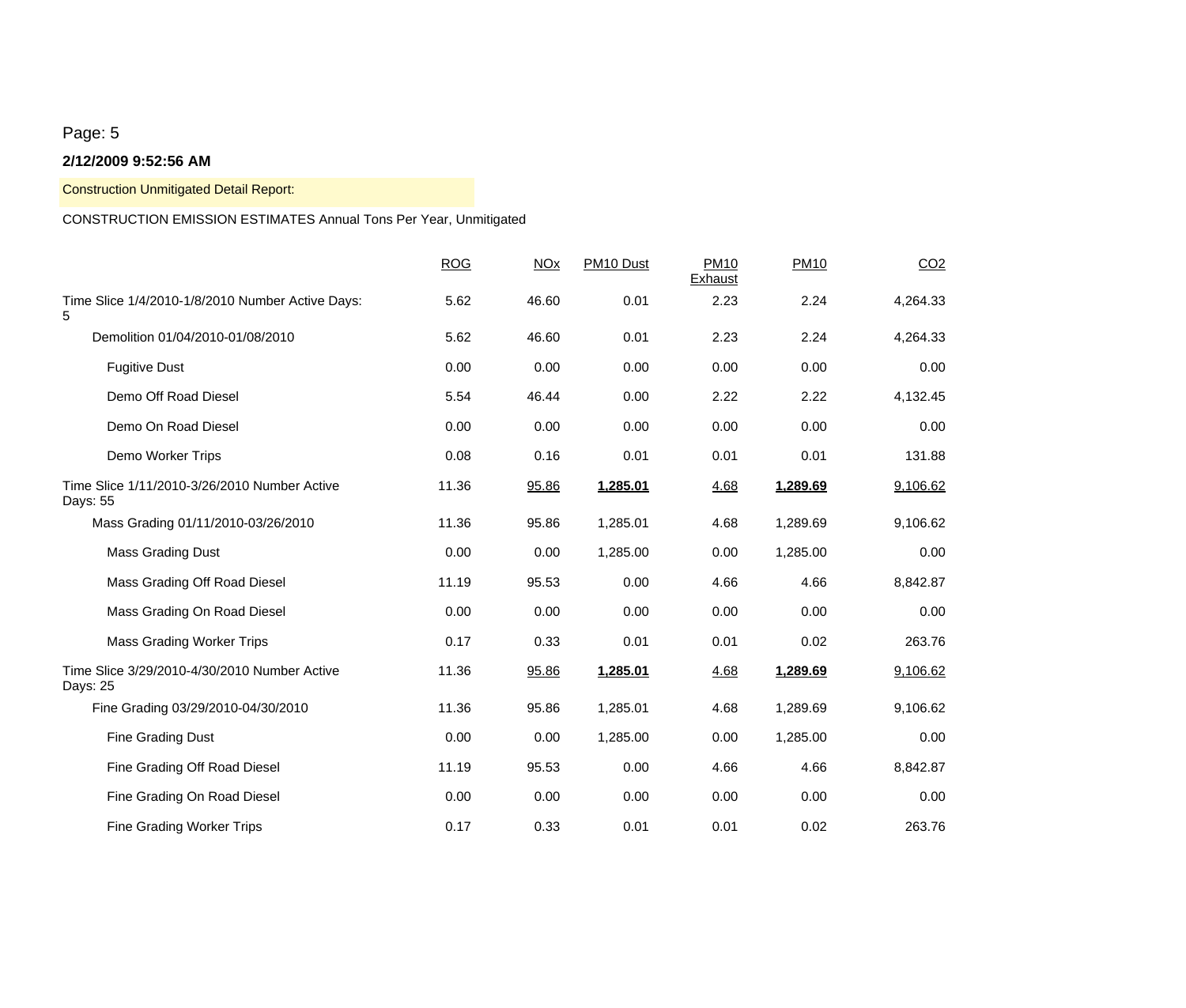Page: 5

**2/12/2009 9:52:56 AM**

Construction Unmitigated Detail Report:

CONSTRUCTION EMISSION ESTIMATES Annual Tons Per Year, Unmitigated

| | ROG | NOx | PM10 Dust | PM10 Exhaust | PM10 | $CO_2$ |
|---|---|---|---|---|---|---|
| Time Slice 1/4/2010-1/8/2010 Number Active Days: 5 | 5.62 | 46.60 | 0.01 | 2.23 | 2.24 | 4,264.33 |
| Demolition 01/04/2010-01/08/2010 | 5.62 | 46.60 | 0.01 | 2.23 | 2.24 | 4,264.33 |
| Fugitive Dust | 0.00 | 0.00 | 0.00 | 0.00 | 0.00 | 0.00 |
| Demo Off Road Diesel | 5.54 | 46.44 | 0.00 | 2.22 | 2.22 | 4,132.45 |
| Demo On Road Diesel | 0.00 | 0.00 | 0.00 | 0.00 | 0.00 | 0.00 |
| Demo Worker Trips | 0.08 | 0.16 | 0.01 | 0.01 | 0.01 | 131.88 |
| Time Slice 1/11/2010-3/26/2010 Number Active Days: 55 | 11.36 | 95.86 | **1,285.01** | 4.68 | **1,289.69** | 9,106.62 |
| Mass Grading 01/11/2010-03/26/2010 | 11.36 | 95.86 | 1,285.01 | 4.68 | 1,289.69 | 9,106.62 |
| Mass Grading Dust | 0.00 | 0.00 | 1,285.00 | 0.00 | 1,285.00 | 0.00 |
| Mass Grading Off Road Diesel | 11.19 | 95.53 | 0.00 | 4.66 | 4.66 | 8,842.87 |
| Mass Grading On Road Diesel | 0.00 | 0.00 | 0.00 | 0.00 | 0.00 | 0.00 |
| Mass Grading Worker Trips | 0.17 | 0.33 | 0.01 | 0.01 | 0.02 | 263.76 |
| Time Slice 3/29/2010-4/30/2010 Number Active Days: 25 | 11.36 | 95.86 | **1,285.01** | 4.68 | **1,289.69** | 9,106.62 |
| Fine Grading 03/29/2010-04/30/2010 | 11.36 | 95.86 | 1,285.01 | 4.68 | 1,289.69 | 9,106.62 |
| Fine Grading Dust | 0.00 | 0.00 | 1,285.00 | 0.00 | 1,285.00 | 0.00 |
| Fine Grading Off Road Diesel | 11.19 | 95.53 | 0.00 | 4.66 | 4.66 | 8,842.87 |
| Fine Grading On Road Diesel | 0.00 | 0.00 | 0.00 | 0.00 | 0.00 | 0.00 |
| Fine Grading Worker Trips | 0.17 | 0.33 | 0.01 | 0.01 | 0.02 | 263.76 |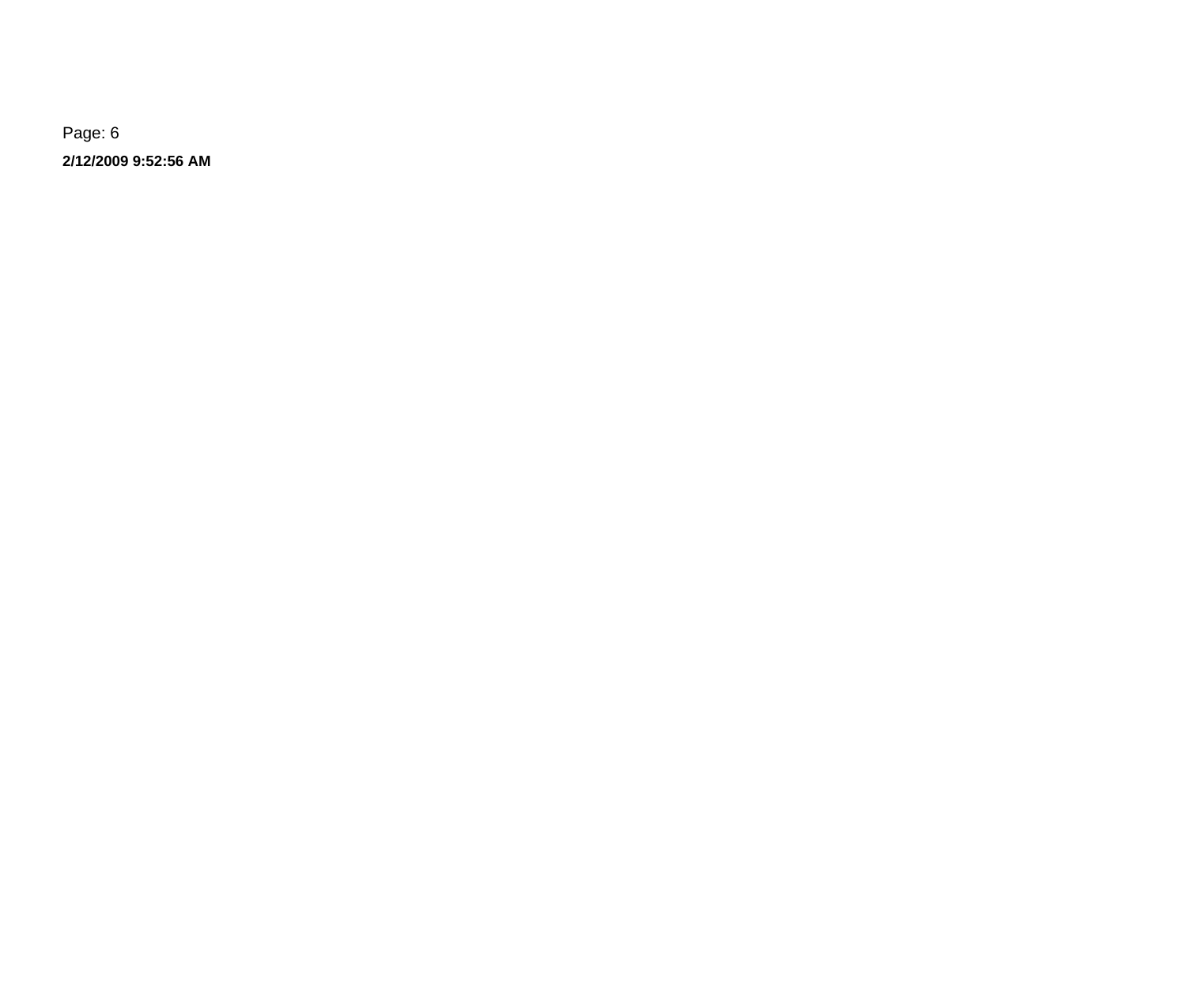Page: 6

**2/12/2009 9:52:56 AM**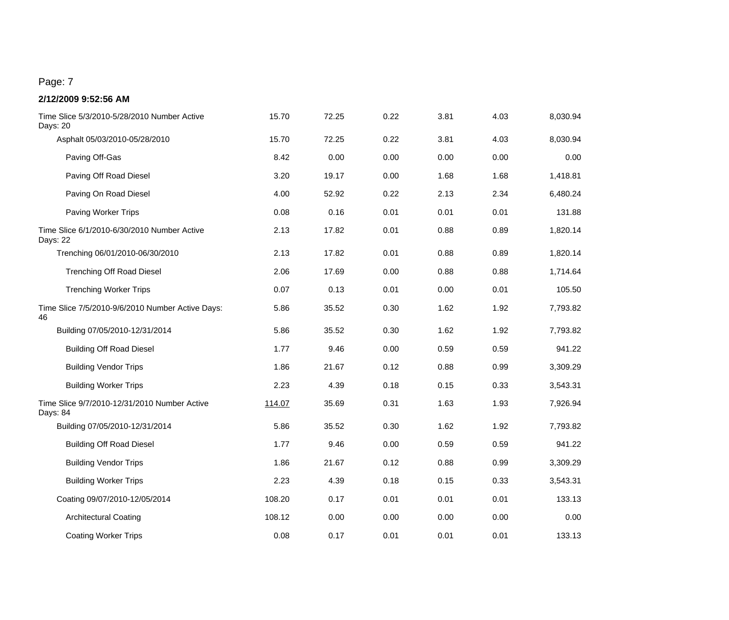**2/12/2009 9:52:56 AM**

| | | | | | | |
|---|---|---|---|---|---|---|
| Time Slice 5/3/2010-5/28/2010 Number Active Days: 20 | 15.70 | 72.25 | 0.22 | 3.81 | 4.03 | 8,030.94 |
| Asphalt 05/03/2010-05/28/2010 | 15.70 | 72.25 | 0.22 | 3.81 | 4.03 | 8,030.94 |
| Paving Off-Gas | 8.42 | 0.00 | 0.00 | 0.00 | 0.00 | 0.00 |
| Paving Off Road Diesel | 3.20 | 19.17 | 0.00 | 1.68 | 1.68 | 1,418.81 |
| Paving On Road Diesel | 4.00 | 52.92 | 0.22 | 2.13 | 2.34 | 6,480.24 |
| Paving Worker Trips | 0.08 | 0.16 | 0.01 | 0.01 | 0.01 | 131.88 |
| Time Slice 6/1/2010-6/30/2010 Number Active Days: 22 | 2.13 | 17.82 | 0.01 | 0.88 | 0.89 | 1,820.14 |
| Trenching 06/01/2010-06/30/2010 | 2.13 | 17.82 | 0.01 | 0.88 | 0.89 | 1,820.14 |
| Trenching Off Road Diesel | 2.06 | 17.69 | 0.00 | 0.88 | 0.88 | 1,714.64 |
| Trenching Worker Trips | 0.07 | 0.13 | 0.01 | 0.00 | 0.01 | 105.50 |
| Time Slice 7/5/2010-9/6/2010 Number Active Days: 46 | 5.86 | 35.52 | 0.30 | 1.62 | 1.92 | 7,793.82 |
| Building 07/05/2010-12/31/2014 | 5.86 | 35.52 | 0.30 | 1.62 | 1.92 | 7,793.82 |
| Building Off Road Diesel | 1.77 | 9.46 | 0.00 | 0.59 | 0.59 | 941.22 |
| Building Vendor Trips | 1.86 | 21.67 | 0.12 | 0.88 | 0.99 | 3,309.29 |
| Building Worker Trips | 2.23 | 4.39 | 0.18 | 0.15 | 0.33 | 3,543.31 |
| Time Slice 9/7/2010-12/31/2010 Number Active Days: 84 | <u>114.07</u> | 35.69 | 0.31 | 1.63 | 1.93 | 7,926.94 |
| Building 07/05/2010-12/31/2014 | 5.86 | 35.52 | 0.30 | 1.62 | 1.92 | 7,793.82 |
| Building Off Road Diesel | 1.77 | 9.46 | 0.00 | 0.59 | 0.59 | 941.22 |
| Building Vendor Trips | 1.86 | 21.67 | 0.12 | 0.88 | 0.99 | 3,309.29 |
| Building Worker Trips | 2.23 | 4.39 | 0.18 | 0.15 | 0.33 | 3,543.31 |
| Coating 09/07/2010-12/05/2014 | 108.20 | 0.17 | 0.01 | 0.01 | 0.01 | 133.13 |
| Architectural Coating | 108.12 | 0.00 | 0.00 | 0.00 | 0.00 | 0.00 |
| Coating Worker Trips | 0.08 | 0.17 | 0.01 | 0.01 | 0.01 | 133.13 |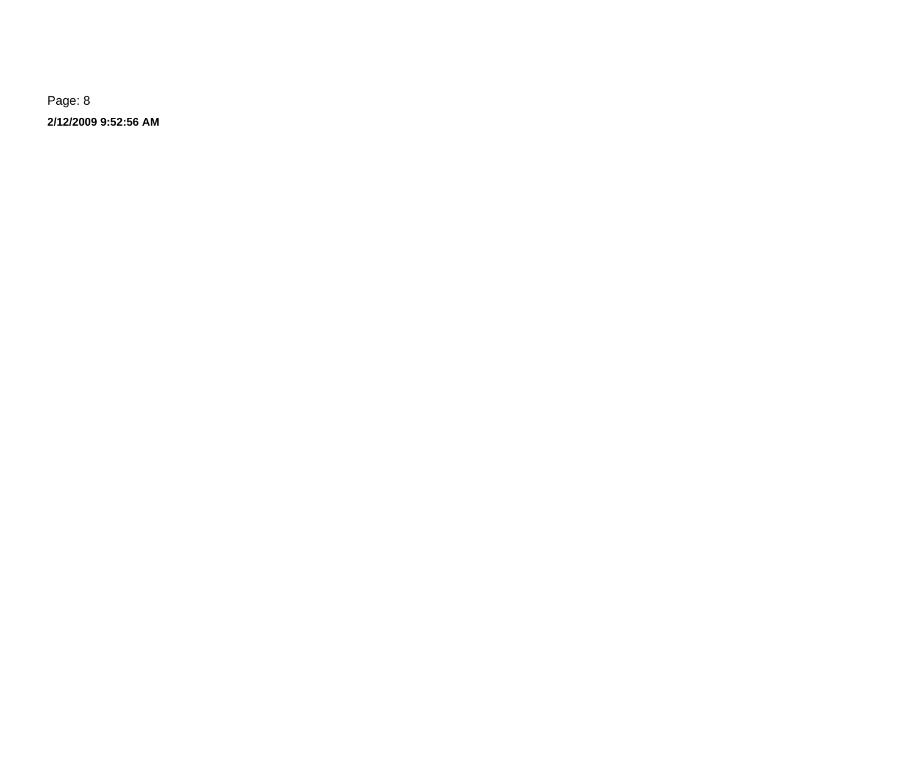Page: 8

**2/12/2009 9:52:56 AM**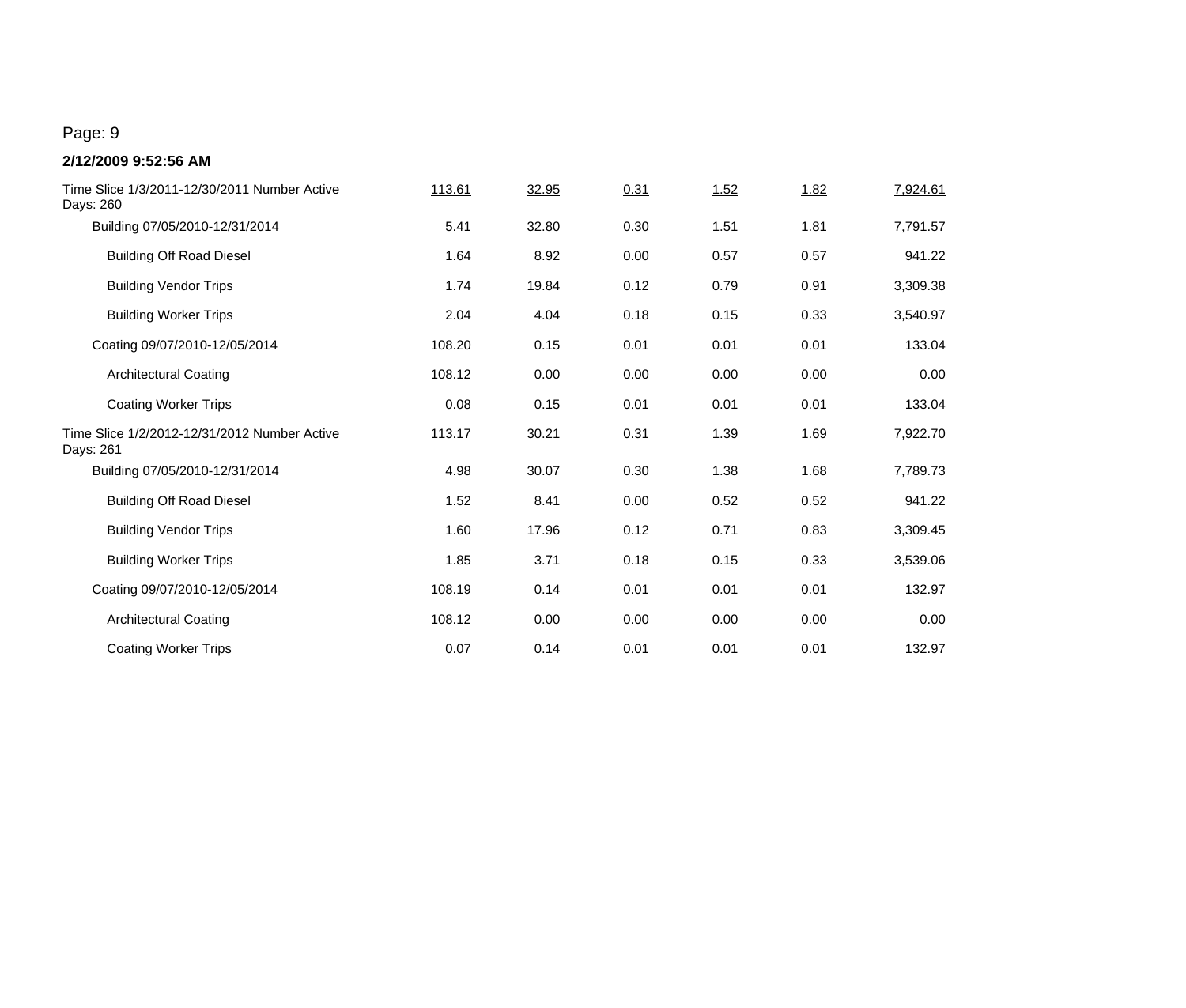Page: 9

**2/12/2009 9:52:56 AM**

| | | | | | | |
|---|---|---|---|---|---|---|
| Time Slice 1/3/2011-12/30/2011 Number Active Days: 260 | 113.61 | 32.95 | 0.31 | 1.52 | 1.82 | 7,924.61 |
| Building 07/05/2010-12/31/2014 | 5.41 | 32.80 | 0.30 | 1.51 | 1.81 | 7,791.57 |
| Building Off Road Diesel | 1.64 | 8.92 | 0.00 | 0.57 | 0.57 | 941.22 |
| Building Vendor Trips | 1.74 | 19.84 | 0.12 | 0.79 | 0.91 | 3,309.38 |
| Building Worker Trips | 2.04 | 4.04 | 0.18 | 0.15 | 0.33 | 3,540.97 |
| Coating 09/07/2010-12/05/2014 | 108.20 | 0.15 | 0.01 | 0.01 | 0.01 | 133.04 |
| Architectural Coating | 108.12 | 0.00 | 0.00 | 0.00 | 0.00 | 0.00 |
| Coating Worker Trips | 0.08 | 0.15 | 0.01 | 0.01 | 0.01 | 133.04 |
| Time Slice 1/2/2012-12/31/2012 Number Active Days: 261 | 113.17 | 30.21 | 0.31 | 1.39 | 1.69 | 7,922.70 |
| Building 07/05/2010-12/31/2014 | 4.98 | 30.07 | 0.30 | 1.38 | 1.68 | 7,789.73 |
| Building Off Road Diesel | 1.52 | 8.41 | 0.00 | 0.52 | 0.52 | 941.22 |
| Building Vendor Trips | 1.60 | 17.96 | 0.12 | 0.71 | 0.83 | 3,309.45 |
| Building Worker Trips | 1.85 | 3.71 | 0.18 | 0.15 | 0.33 | 3,539.06 |
| Coating 09/07/2010-12/05/2014 | 108.19 | 0.14 | 0.01 | 0.01 | 0.01 | 132.97 |
| Architectural Coating | 108.12 | 0.00 | 0.00 | 0.00 | 0.00 | 0.00 |
| Coating Worker Trips | 0.07 | 0.14 | 0.01 | 0.01 | 0.01 | 132.97 |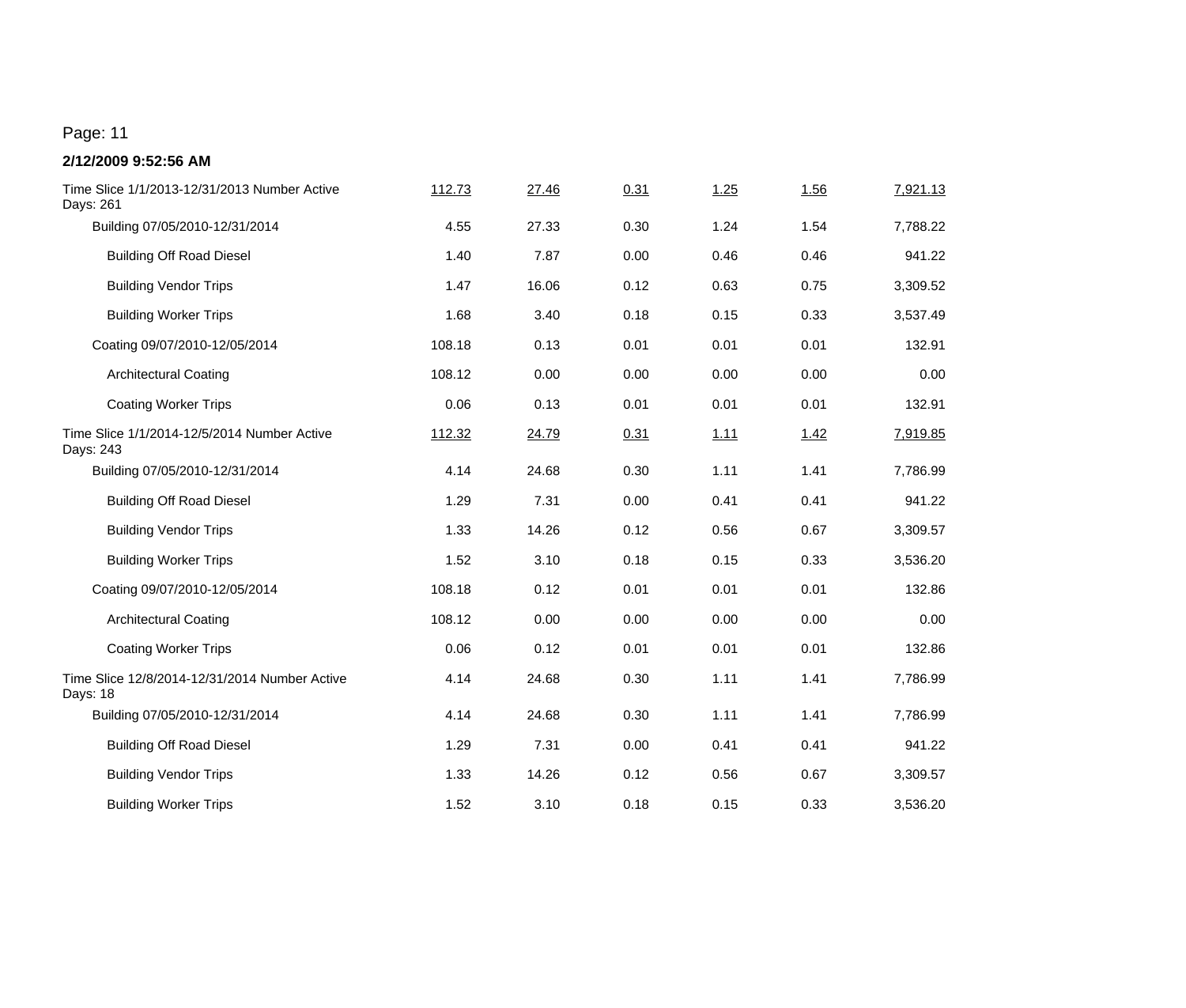Page: 11

**2/12/2009 9:52:56 AM**

| | | | | | | |
|---|---|---|---|---|---|---|
| Time Slice 1/1/2013-12/31/2013 Number Active Days: 261 | 112.73 | 27.46 | 0.31 | 1.25 | 1.56 | 7,921.13 |
| Building 07/05/2010-12/31/2014 | 4.55 | 27.33 | 0.30 | 1.24 | 1.54 | 7,788.22 |
| Building Off Road Diesel | 1.40 | 7.87 | 0.00 | 0.46 | 0.46 | 941.22 |
| Building Vendor Trips | 1.47 | 16.06 | 0.12 | 0.63 | 0.75 | 3,309.52 |
| Building Worker Trips | 1.68 | 3.40 | 0.18 | 0.15 | 0.33 | 3,537.49 |
| Coating 09/07/2010-12/05/2014 | 108.18 | 0.13 | 0.01 | 0.01 | 0.01 | 132.91 |
| Architectural Coating | 108.12 | 0.00 | 0.00 | 0.00 | 0.00 | 0.00 |
| Coating Worker Trips | 0.06 | 0.13 | 0.01 | 0.01 | 0.01 | 132.91 |
| Time Slice 1/1/2014-12/5/2014 Number Active Days: 243 | 112.32 | 24.79 | 0.31 | 1.11 | 1.42 | 7,919.85 |
| Building 07/05/2010-12/31/2014 | 4.14 | 24.68 | 0.30 | 1.11 | 1.41 | 7,786.99 |
| Building Off Road Diesel | 1.29 | 7.31 | 0.00 | 0.41 | 0.41 | 941.22 |
| Building Vendor Trips | 1.33 | 14.26 | 0.12 | 0.56 | 0.67 | 3,309.57 |
| Building Worker Trips | 1.52 | 3.10 | 0.18 | 0.15 | 0.33 | 3,536.20 |
| Coating 09/07/2010-12/05/2014 | 108.18 | 0.12 | 0.01 | 0.01 | 0.01 | 132.86 |
| Architectural Coating | 108.12 | 0.00 | 0.00 | 0.00 | 0.00 | 0.00 |
| Coating Worker Trips | 0.06 | 0.12 | 0.01 | 0.01 | 0.01 | 132.86 |
| Time Slice 12/8/2014-12/31/2014 Number Active Days: 18 | 4.14 | 24.68 | 0.30 | 1.11 | 1.41 | 7,786.99 |
| Building 07/05/2010-12/31/2014 | 4.14 | 24.68 | 0.30 | 1.11 | 1.41 | 7,786.99 |
| Building Off Road Diesel | 1.29 | 7.31 | 0.00 | 0.41 | 0.41 | 941.22 |
| Building Vendor Trips | 1.33 | 14.26 | 0.12 | 0.56 | 0.67 | 3,309.57 |
| Building Worker Trips | 1.52 | 3.10 | 0.18 | 0.15 | 0.33 | 3,536.20 |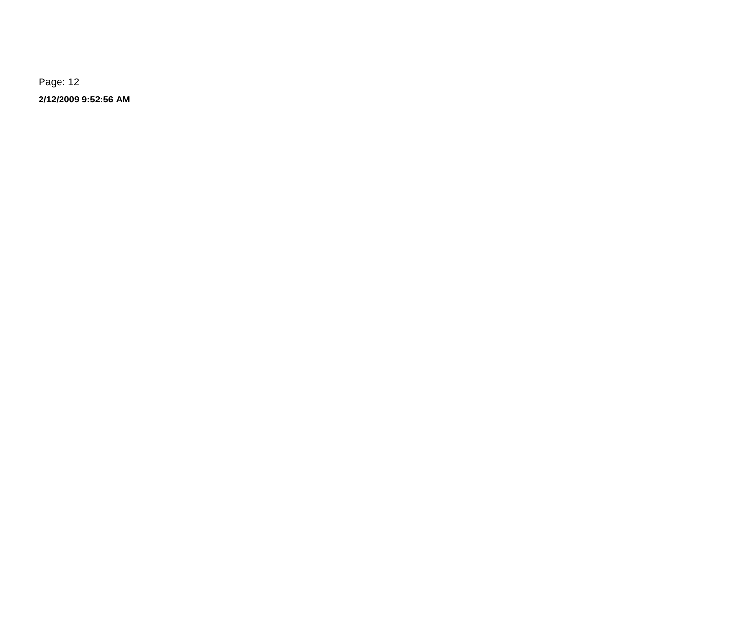Page: 12

**2/12/2009 9:52:56 AM**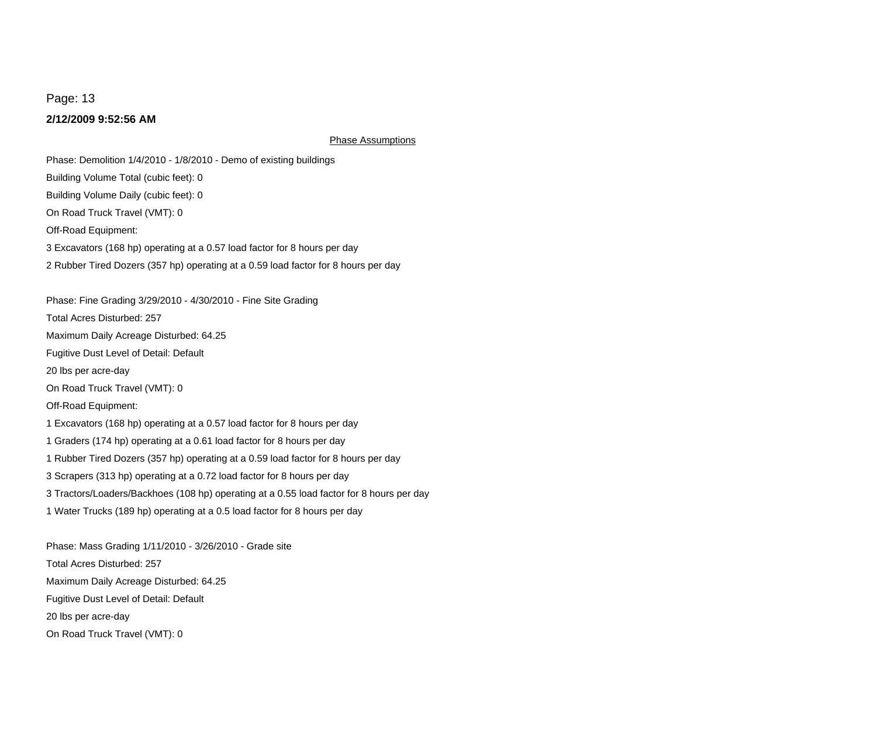**2/12/2009 9:52:56 AM**

Phase Assumptions

Phase: Demolition 1/4/2010 - 1/8/2010 - Demo of existing buildings

Building Volume Total (cubic feet): 0

Building Volume Daily (cubic feet): 0

On Road Truck Travel (VMT): 0

Off-Road Equipment:

3 Excavators (168 hp) operating at a 0.57 load factor for 8 hours per day

2 Rubber Tired Dozers (357 hp) operating at a 0.59 load factor for 8 hours per day

Phase: Fine Grading 3/29/2010 - 4/30/2010 - Fine Site Grading

Total Acres Disturbed: 257

Maximum Daily Acreage Disturbed: 64.25

Fugitive Dust Level of Detail: Default

20 lbs per acre-day

On Road Truck Travel (VMT): 0

Off-Road Equipment:

1 Excavators (168 hp) operating at a 0.57 load factor for 8 hours per day

1 Graders (174 hp) operating at a 0.61 load factor for 8 hours per day

1 Rubber Tired Dozers (357 hp) operating at a 0.59 load factor for 8 hours per day

3 Scrapers (313 hp) operating at a 0.72 load factor for 8 hours per day

3 Tractors/Loaders/Backhoes (108 hp) operating at a 0.55 load factor for 8 hours per day

1 Water Trucks (189 hp) operating at a 0.5 load factor for 8 hours per day

Phase: Mass Grading 1/11/2010 - 3/26/2010 - Grade site

Total Acres Disturbed: 257

Maximum Daily Acreage Disturbed: 64.25

Fugitive Dust Level of Detail: Default

20 lbs per acre-day

On Road Truck Travel (VMT): 0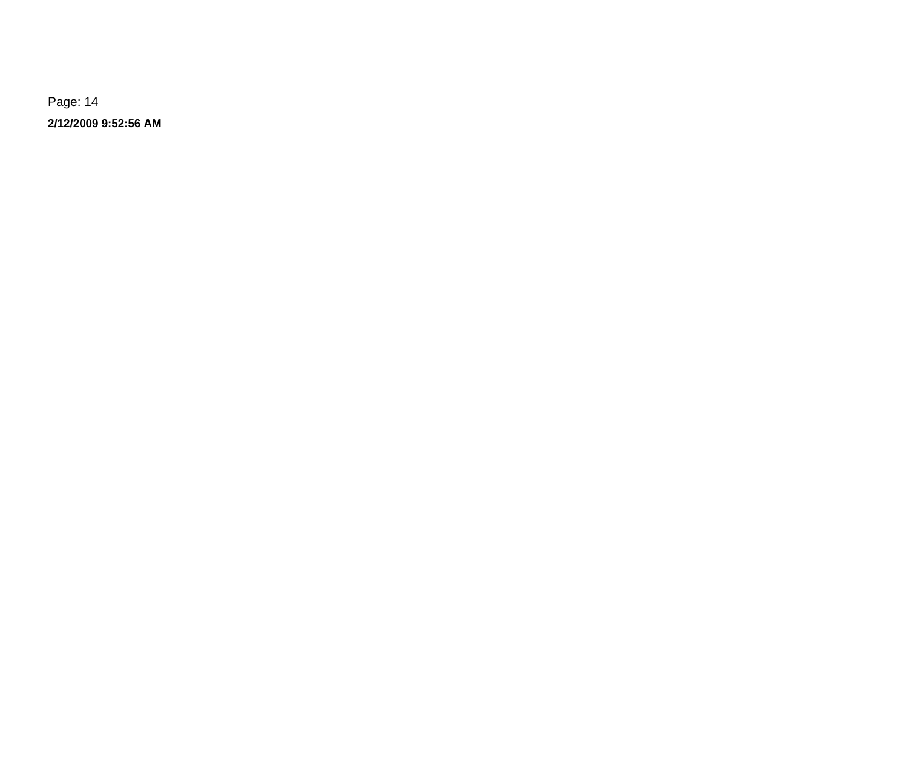Page: 14

**2/12/2009 9:52:56 AM**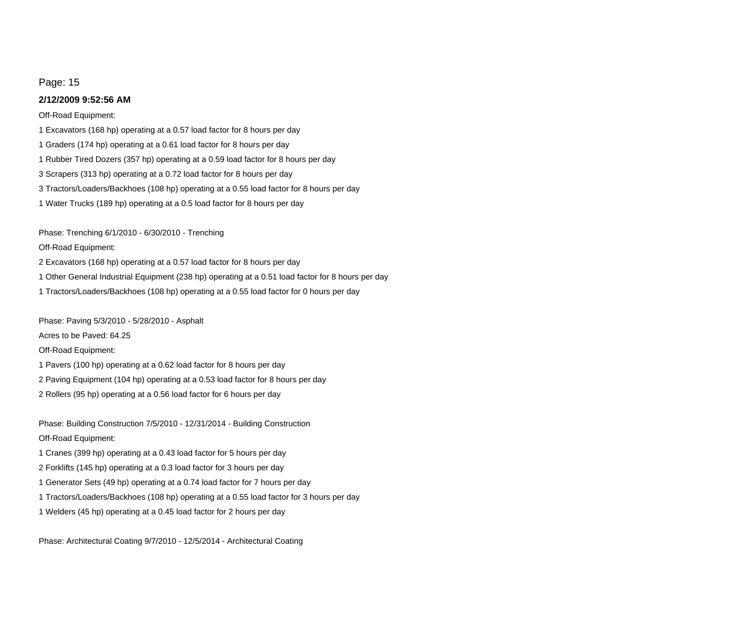**2/12/2009 9:52:56 AM**

Off-Road Equipment:

1 Excavators (168 hp) operating at a 0.57 load factor for 8 hours per day

1 Graders (174 hp) operating at a 0.61 load factor for 8 hours per day

1 Rubber Tired Dozers (357 hp) operating at a 0.59 load factor for 8 hours per day

3 Scrapers (313 hp) operating at a 0.72 load factor for 8 hours per day

3 Tractors/Loaders/Backhoes (108 hp) operating at a 0.55 load factor for 8 hours per day

1 Water Trucks (189 hp) operating at a 0.5 load factor for 8 hours per day

Phase: Trenching 6/1/2010 - 6/30/2010 - Trenching

Off-Road Equipment:

2 Excavators (168 hp) operating at a 0.57 load factor for 8 hours per day

1 Other General Industrial Equipment (238 hp) operating at a 0.51 load factor for 8 hours per day

1 Tractors/Loaders/Backhoes (108 hp) operating at a 0.55 load factor for 0 hours per day

Phase: Paving 5/3/2010 - 5/28/2010 - Asphalt

Acres to be Paved: 64.25

Off-Road Equipment:

1 Pavers (100 hp) operating at a 0.62 load factor for 8 hours per day

2 Paving Equipment (104 hp) operating at a 0.53 load factor for 8 hours per day

2 Rollers (95 hp) operating at a 0.56 load factor for 6 hours per day

Phase: Building Construction 7/5/2010 - 12/31/2014 - Building Construction

Off-Road Equipment:

1 Cranes (399 hp) operating at a 0.43 load factor for 5 hours per day

2 Forklifts (145 hp) operating at a 0.3 load factor for 3 hours per day

1 Generator Sets (49 hp) operating at a 0.74 load factor for 7 hours per day

1 Tractors/Loaders/Backhoes (108 hp) operating at a 0.55 load factor for 3 hours per day

1 Welders (45 hp) operating at a 0.45 load factor for 2 hours per day

Phase: Architectural Coating 9/7/2010 - 12/5/2014 - Architectural Coating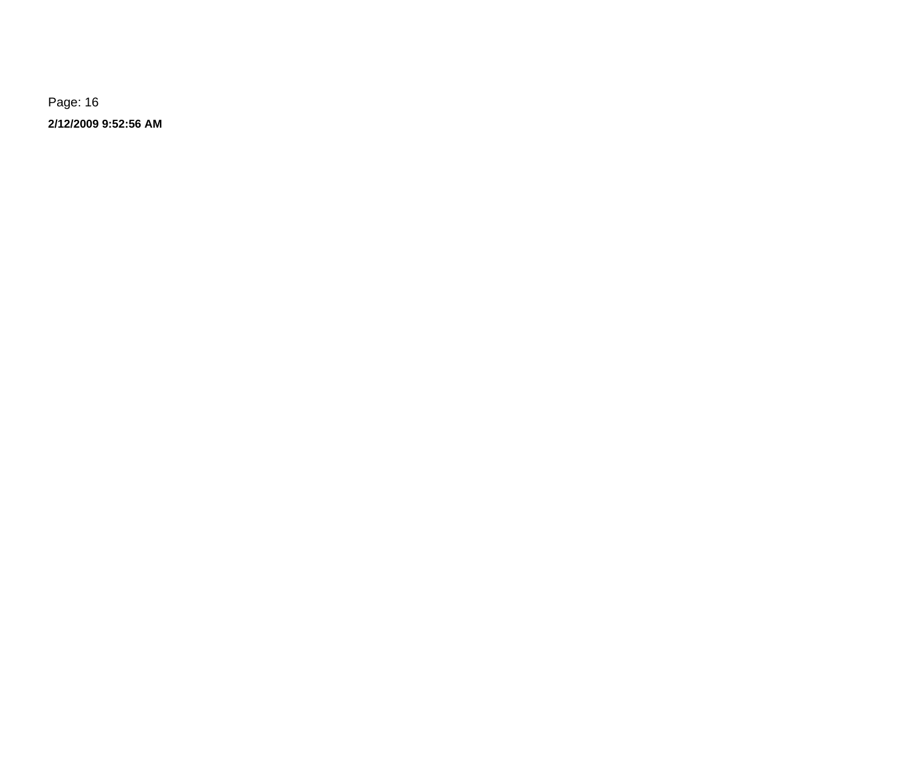Page: 16

**2/12/2009 9:52:56 AM**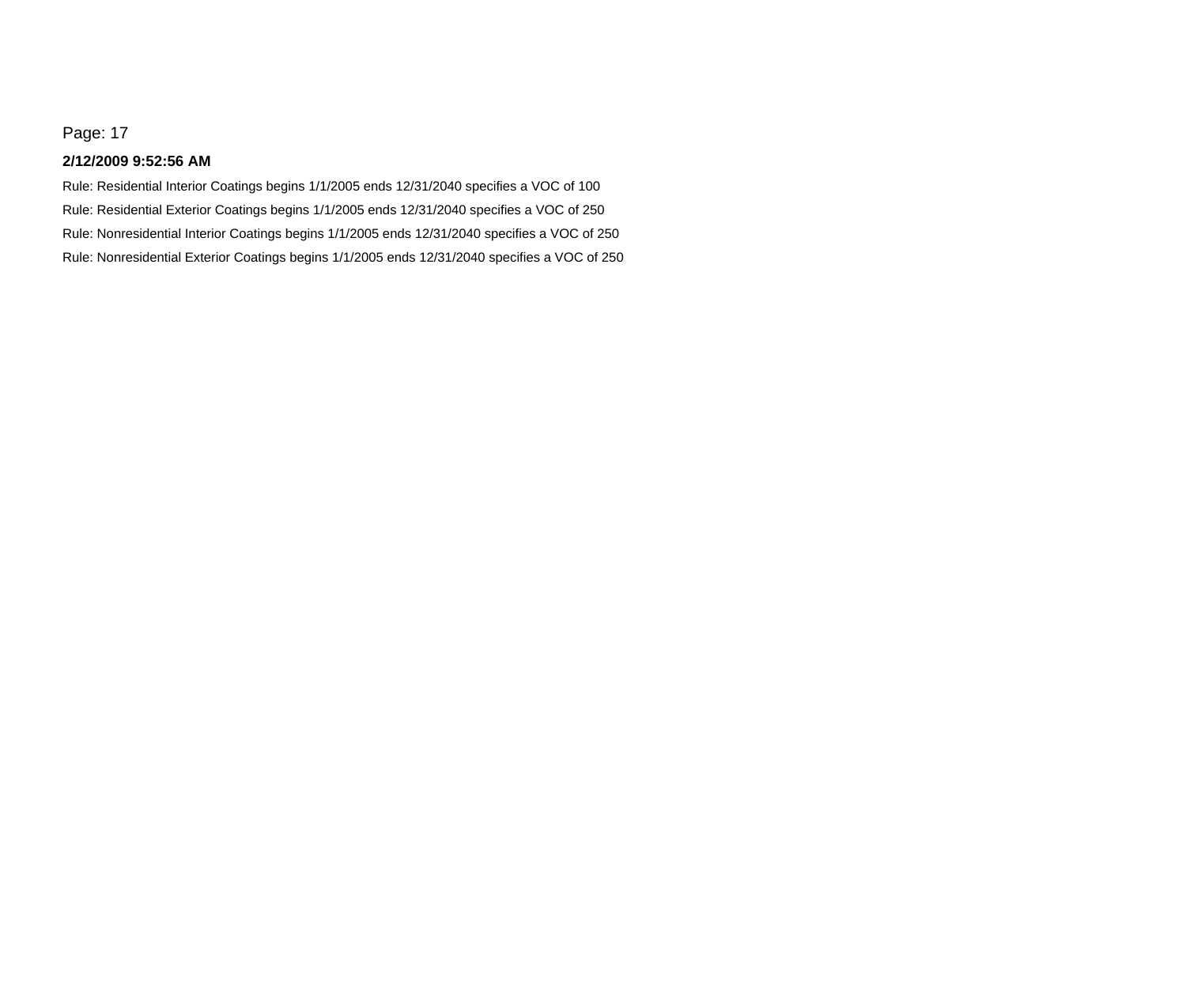**2/12/2009 9:52:56 AM**

Rule: Residential Interior Coatings begins 1/1/2005 ends 12/31/2040 specifies a VOC of 100

Rule: Residential Exterior Coatings begins 1/1/2005 ends 12/31/2040 specifies a VOC of 250

Rule: Nonresidential Interior Coatings begins 1/1/2005 ends 12/31/2040 specifies a VOC of 250

Rule: Nonresidential Exterior Coatings begins 1/1/2005 ends 12/31/2040 specifies a VOC of 250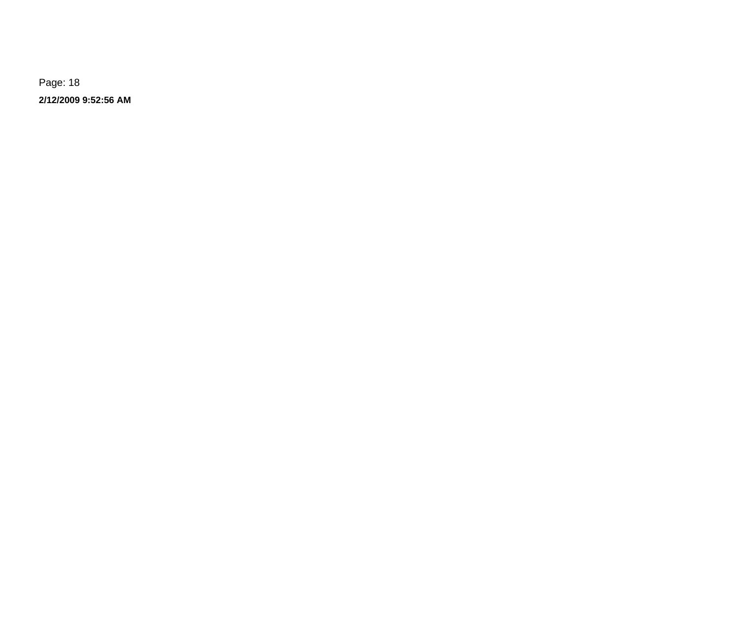**2/12/2009 9:52:56 AM**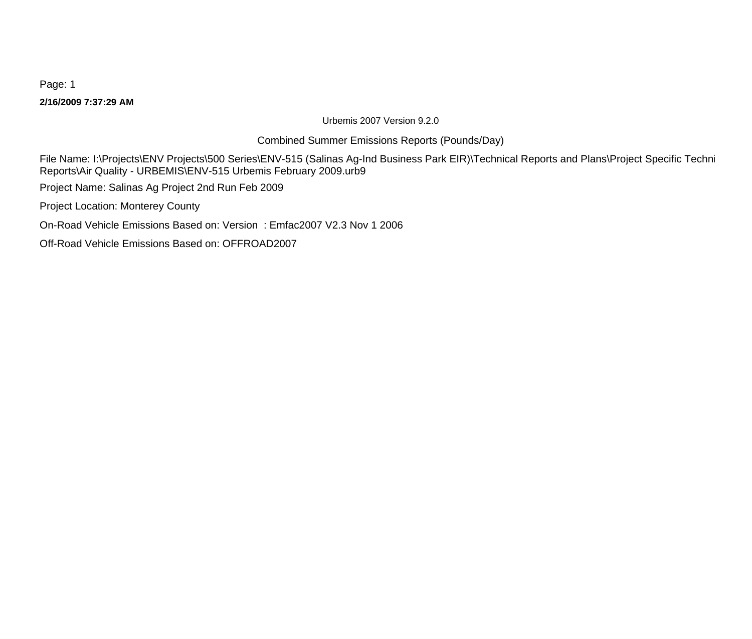Page: 1

**2/16/2009 7:37:29 AM**

Urbemis 2007 Version 9.2.0

Combined Summer Emissions Reports (Pounds/Day)

File Name: I:\Projects\ENV Projects\500 Series\ENV-515 (Salinas Ag-Ind Business Park EIR)\Technical Reports and Plans\Project Specific Techni Reports\Air Quality - URBEMIS\ENV-515 Urbemis February 2009.urb9

Project Name: Salinas Ag Project 2nd Run Feb 2009

Project Location: Monterey County

On-Road Vehicle Emissions Based on: Version : Emfac2007 V2.3 Nov 1 2006

Off-Road Vehicle Emissions Based on: OFFROAD2007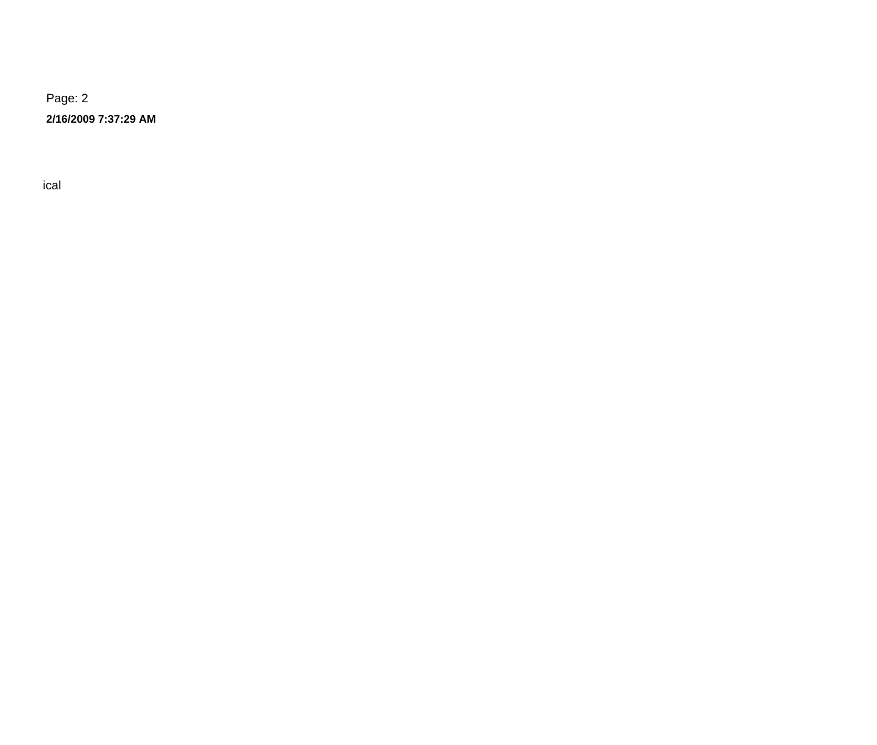Page: 2

**2/16/2009 7:37:29 AM**

ical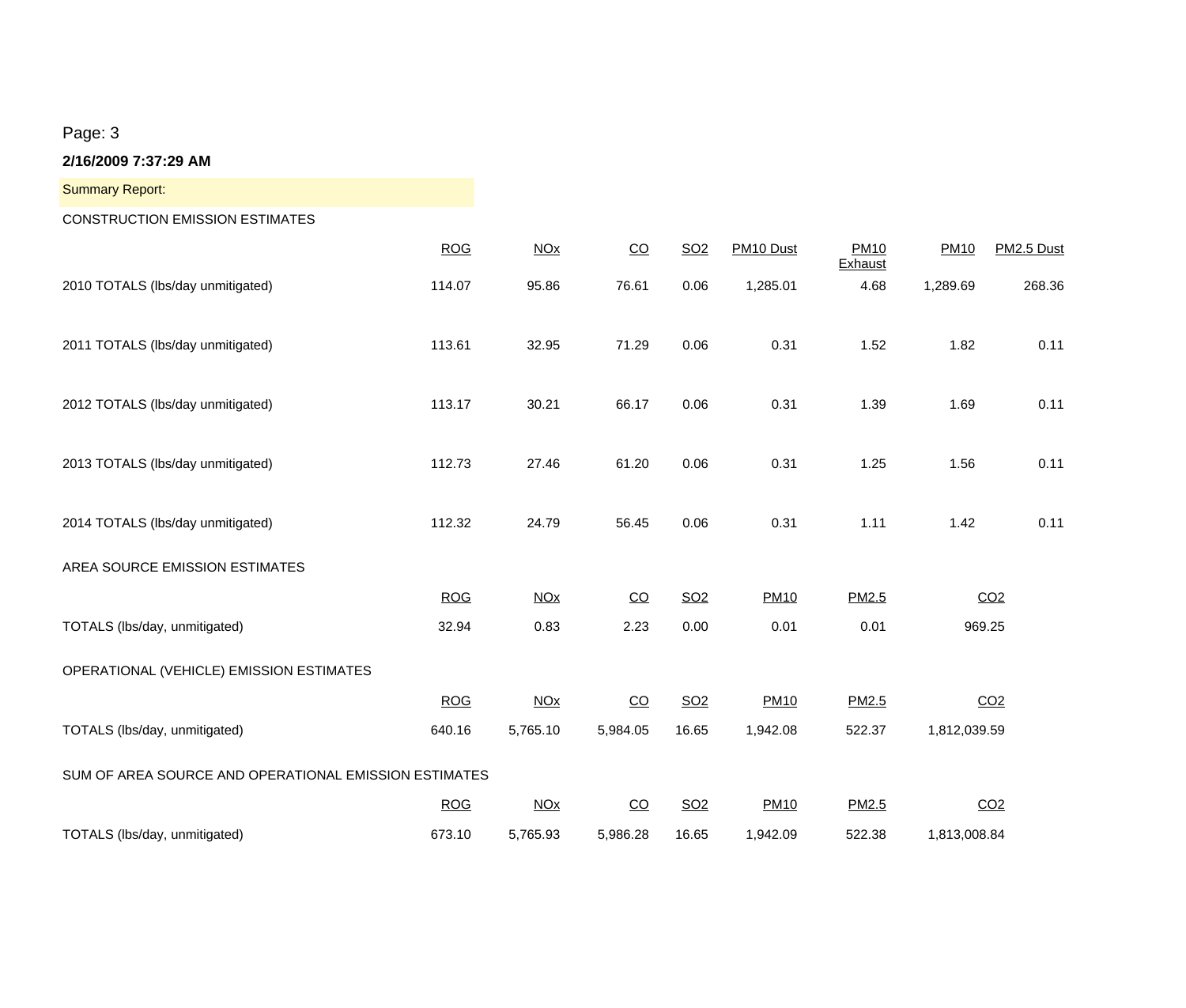Page: 3

**2/16/2009 7:37:29 AM**

Summary Report:

CONSTRUCTION EMISSION ESTIMATES

| | ROG | NOx | CO | SO2 | PM10 Dust | PM10 Exhaust | PM10 | PM2.5 Dust |
|---|---|---|---|---|---|---|---|---|
| 2010 TOTALS (lbs/day unmitigated) | 114.07 | 95.86 | 76.61 | 0.06 | 1,285.01 | 4.68 | 1,289.69 | 268.36 |
| 2011 TOTALS (lbs/day unmitigated) | 113.61 | 32.95 | 71.29 | 0.06 | 0.31 | 1.52 | 1.82 | 0.11 |
| 2012 TOTALS (lbs/day unmitigated) | 113.17 | 30.21 | 66.17 | 0.06 | 0.31 | 1.39 | 1.69 | 0.11 |
| 2013 TOTALS (lbs/day unmitigated) | 112.73 | 27.46 | 61.20 | 0.06 | 0.31 | 1.25 | 1.56 | 0.11 |
| 2014 TOTALS (lbs/day unmitigated) | 112.32 | 24.79 | 56.45 | 0.06 | 0.31 | 1.11 | 1.42 | 0.11 |

AREA SOURCE EMISSION ESTIMATES

| | ROG | NOx | CO | SO2 | PM10 | PM2.5 | CO2 |
|---|---|---|---|---|---|---|---|
| TOTALS (lbs/day, unmitigated) | 32.94 | 0.83 | 2.23 | 0.00 | 0.01 | 0.01 | 969.25 |

OPERATIONAL (VEHICLE) EMISSION ESTIMATES

| | ROG | NOx | CO | SO2 | PM10 | PM2.5 | CO2 |
|---|---|---|---|---|---|---|---|
| TOTALS (lbs/day, unmitigated) | 640.16 | 5,765.10 | 5,984.05 | 16.65 | 1,942.08 | 522.37 | 1,812,039.59 |

SUM OF AREA SOURCE AND OPERATIONAL EMISSION ESTIMATES

| | ROG | NOx | CO | SO2 | PM10 | PM2.5 | CO2 |
|---|---|---|---|---|---|---|---|
| TOTALS (lbs/day, unmitigated) | 673.10 | 5,765.93 | 5,986.28 | 16.65 | 1,942.09 | 522.38 | 1,813,008.84 |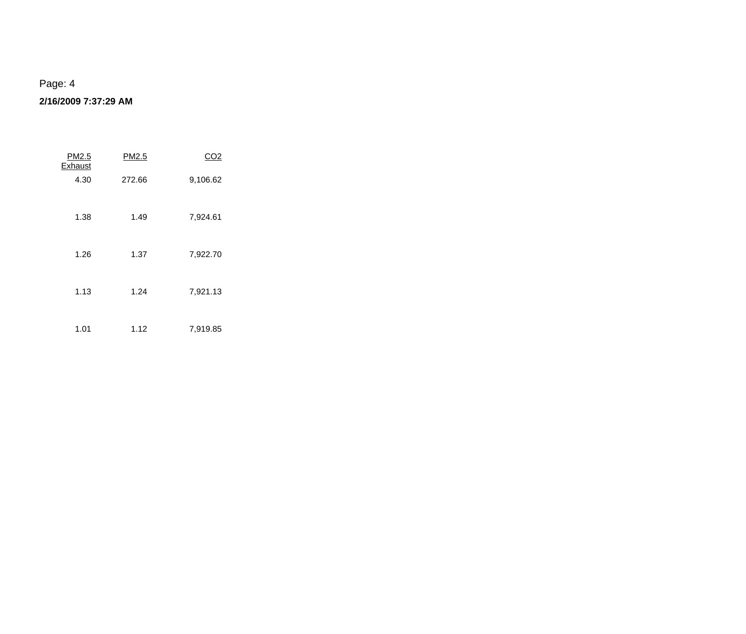Page: 4

**2/16/2009 7:37:29 AM**

| PM2.5 Exhaust | PM2.5 | $CO_2$ |
| --- | --- | --- |
| 4.30 | 272.66 | 9,106.62 |
| 1.38 | 1.49 | 7,924.61 |
| 1.26 | 1.37 | 7,922.70 |
| 1.13 | 1.24 | 7,921.13 |
| 1.01 | 1.12 | 7,919.85 |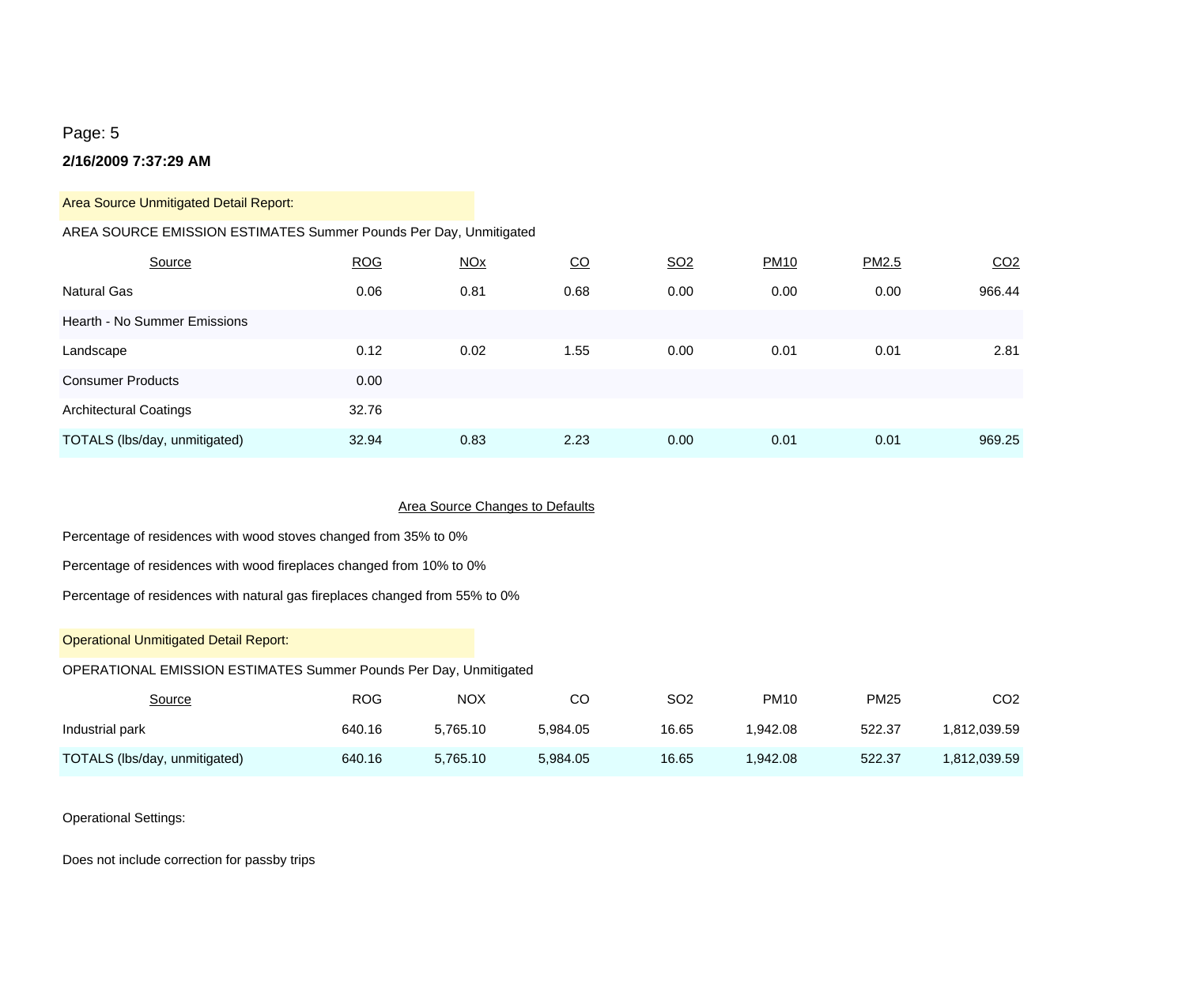Page: 5

**2/16/2009 7:37:29 AM**

Area Source Unmitigated Detail Report:

AREA SOURCE EMISSION ESTIMATES Summer Pounds Per Day, Unmitigated

| Source | ROG | NOx | CO | SO2 | PM10 | PM2.5 | CO2 |
|---|---|---|---|---|---|---|---|
| Natural Gas | 0.06 | 0.81 | 0.68 | 0.00 | 0.00 | 0.00 | 966.44 |
| Hearth - No Summer Emissions | | | | | | | |
| Landscape | 0.12 | 0.02 | 1.55 | 0.00 | 0.01 | 0.01 | 2.81 |
| Consumer Products | 0.00 | | | | | | |
| Architectural Coatings | 32.76 | | | | | | |
| TOTALS (lbs/day, unmitigated) | 32.94 | 0.83 | 2.23 | 0.00 | 0.01 | 0.01 | 969.25 |

Area Source Changes to Defaults

Percentage of residences with wood stoves changed from 35% to 0%

Percentage of residences with wood fireplaces changed from 10% to 0%

Percentage of residences with natural gas fireplaces changed from 55% to 0%

Operational Unmitigated Detail Report:

OPERATIONAL EMISSION ESTIMATES Summer Pounds Per Day, Unmitigated

| Source | ROG | NOX | CO | SO2 | PM10 | PM25 | CO2 |
|---|---|---|---|---|---|---|---|
| Industrial park | 640.16 | 5,765.10 | 5,984.05 | 16.65 | 1,942.08 | 522.37 | 1,812,039.59 |
| TOTALS (lbs/day, unmitigated) | 640.16 | 5,765.10 | 5,984.05 | 16.65 | 1,942.08 | 522.37 | 1,812,039.59 |

Operational Settings:

Does not include correction for passby trips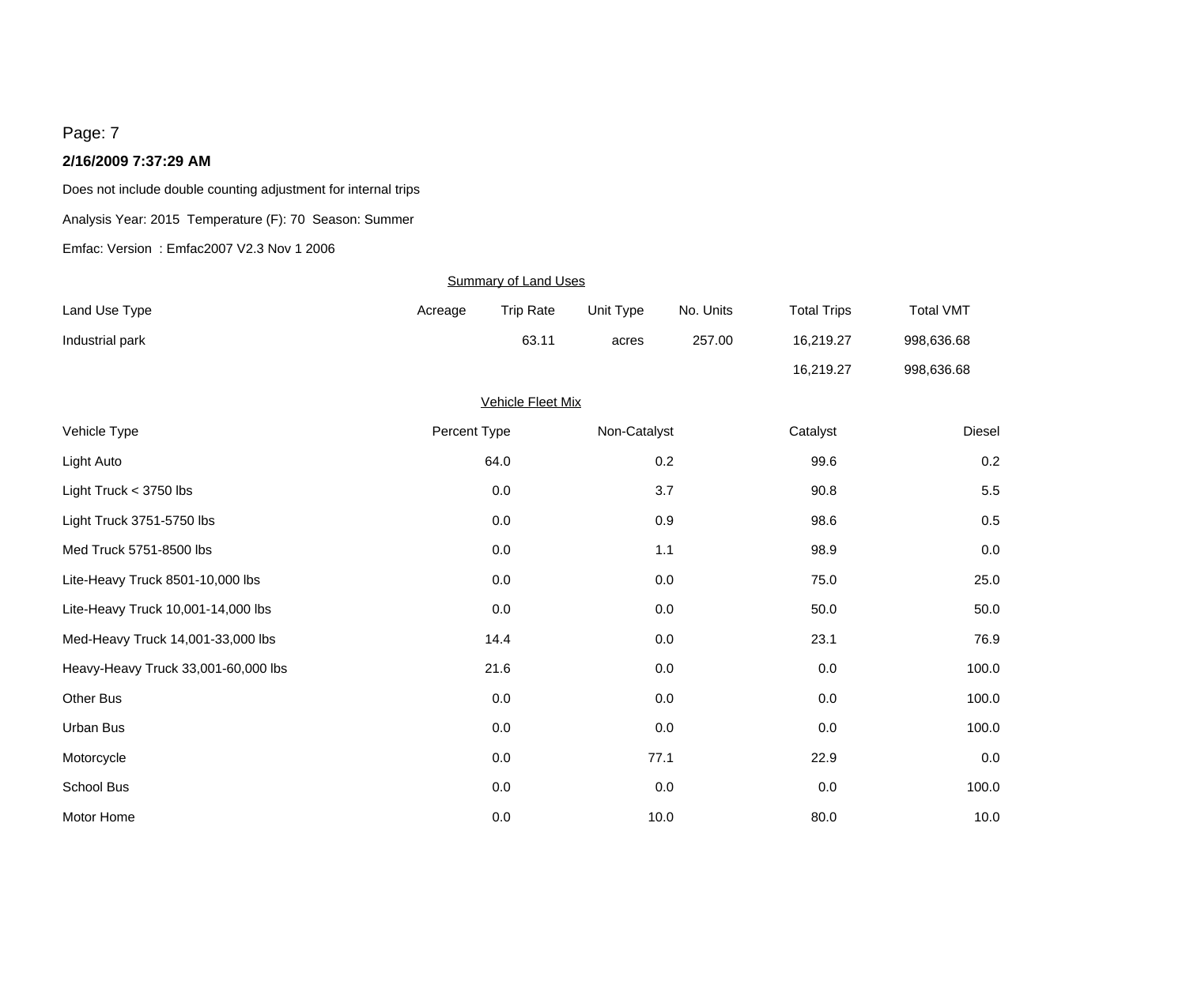Page: 7

**2/16/2009 7:37:29 AM**

Does not include double counting adjustment for internal trips

Analysis Year: 2015  Temperature (F): 70  Season: Summer

Emfac: Version  : Emfac2007 V2.3 Nov 1 2006

Summary of Land Uses

| Land Use Type | Acreage | Trip Rate | Unit Type | No. Units | Total Trips | Total VMT |
|---|---|---|---|---|---|---|
| Industrial park | | 63.11 | acres | 257.00 | 16,219.27 | 998,636.68 |
| | | | | | 16,219.27 | 998,636.68 |

Vehicle Fleet Mix

| Vehicle Type | Percent Type | Non-Catalyst | Catalyst | Diesel |
|---|---|---|---|---|
| Light Auto | 64.0 | 0.2 | 99.6 | 0.2 |
| Light Truck < 3750 lbs | 0.0 | 3.7 | 90.8 | 5.5 |
| Light Truck 3751-5750 lbs | 0.0 | 0.9 | 98.6 | 0.5 |
| Med Truck 5751-8500 lbs | 0.0 | 1.1 | 98.9 | 0.0 |
| Lite-Heavy Truck 8501-10,000 lbs | 0.0 | 0.0 | 75.0 | 25.0 |
| Lite-Heavy Truck 10,001-14,000 lbs | 0.0 | 0.0 | 50.0 | 50.0 |
| Med-Heavy Truck 14,001-33,000 lbs | 14.4 | 0.0 | 23.1 | 76.9 |
| Heavy-Heavy Truck 33,001-60,000 lbs | 21.6 | 0.0 | 0.0 | 100.0 |
| Other Bus | 0.0 | 0.0 | 0.0 | 100.0 |
| Urban Bus | 0.0 | 0.0 | 0.0 | 100.0 |
| Motorcycle | 0.0 | 77.1 | 22.9 | 0.0 |
| School Bus | 0.0 | 0.0 | 0.0 | 100.0 |
| Motor Home | 0.0 | 10.0 | 80.0 | 10.0 |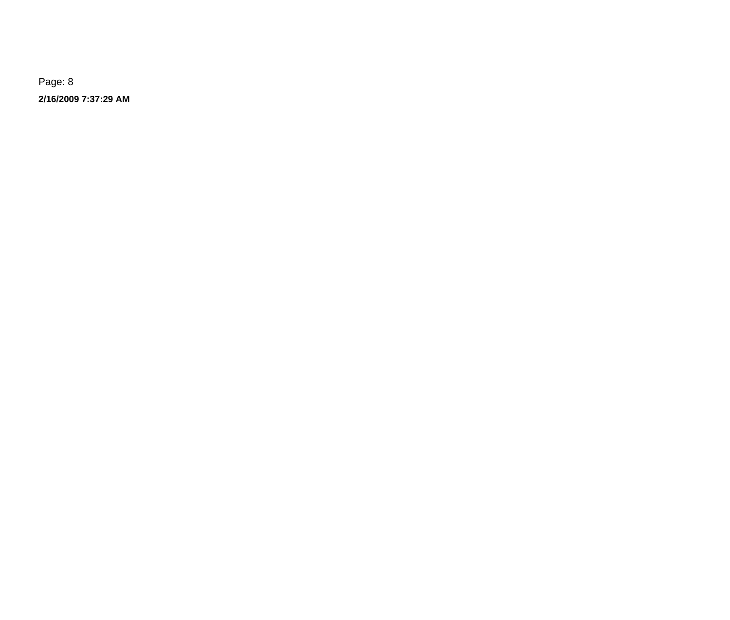Page: 8

**2/16/2009 7:37:29 AM**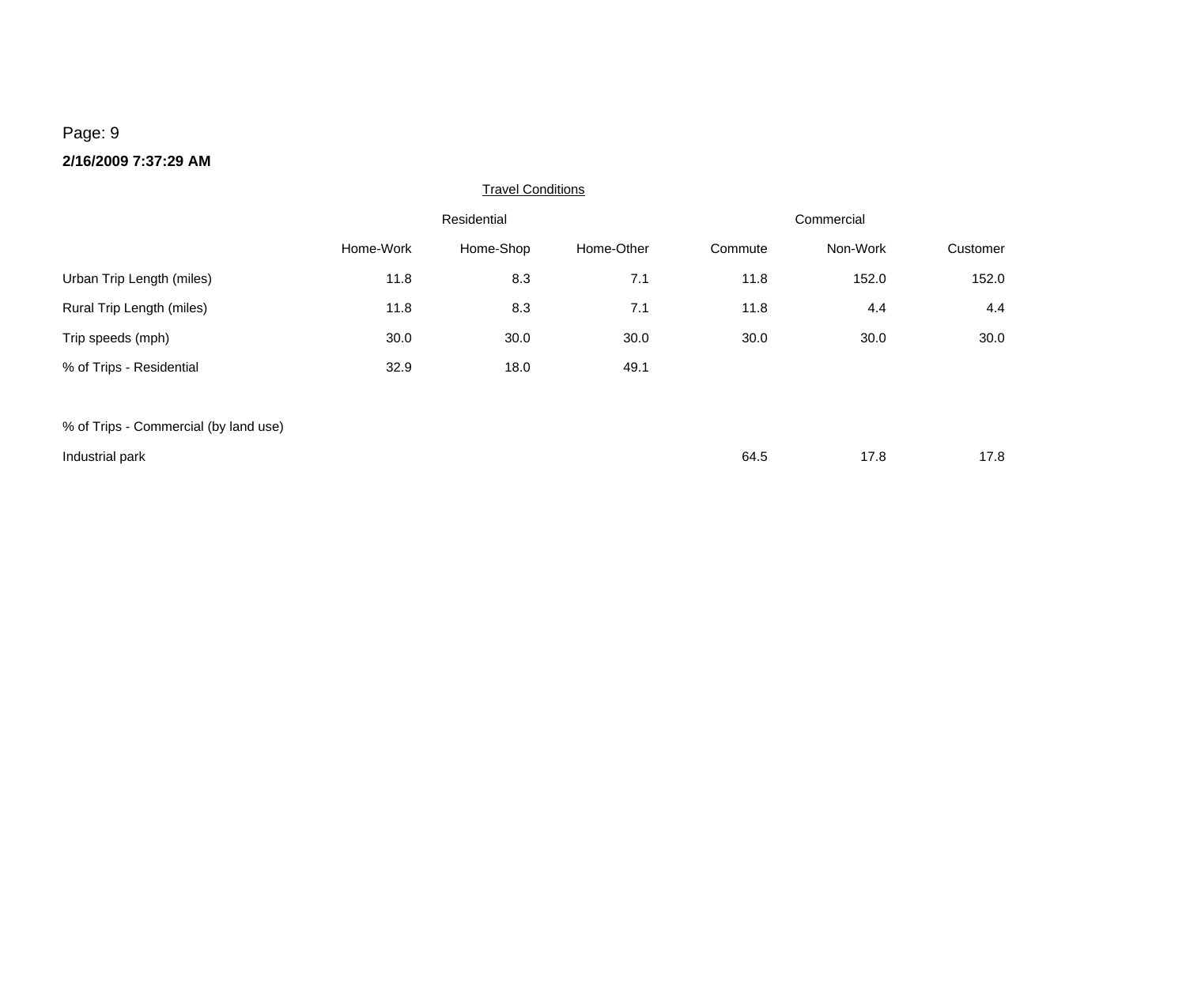Page: 9

**2/16/2009 7:37:29 AM**

Travel Conditions

| | Residential | | | Commercial | | |
|---|---|---|---|---|---|---|
| | Home-Work | Home-Shop | Home-Other | Commute | Non-Work | Customer |
| Urban Trip Length (miles) | 11.8 | 8.3 | 7.1 | 11.8 | 152.0 | 152.0 |
| Rural Trip Length (miles) | 11.8 | 8.3 | 7.1 | 11.8 | 4.4 | 4.4 |
| Trip speeds (mph) | 30.0 | 30.0 | 30.0 | 30.0 | 30.0 | 30.0 |
| % of Trips - Residential | 32.9 | 18.0 | 49.1 | | | |
| | | | | | | |
| % of Trips - Commercial (by land use) | | | | | | |
| Industrial park | | | | 64.5 | 17.8 | 17.8 |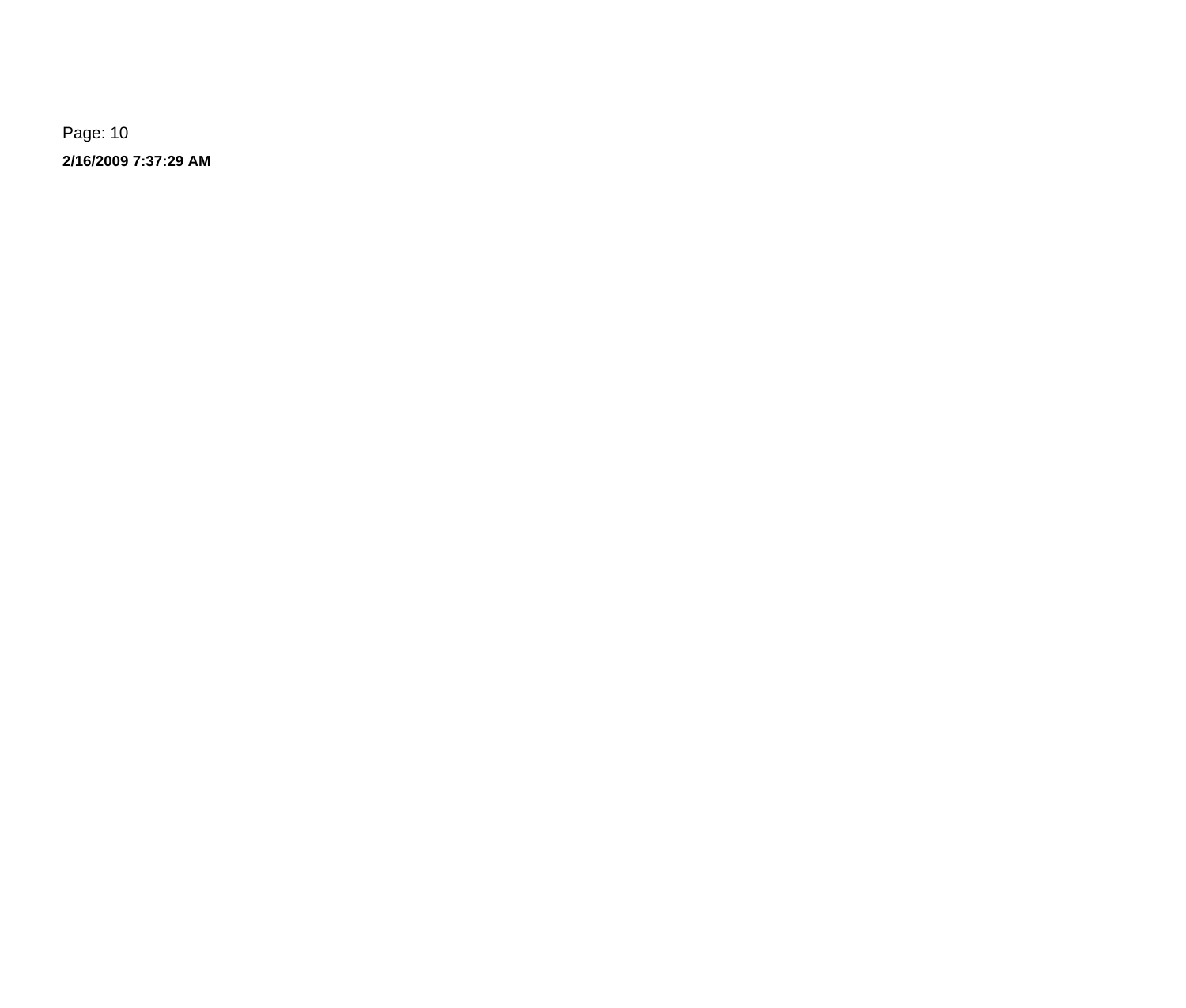Page: 10

**2/16/2009 7:37:29 AM**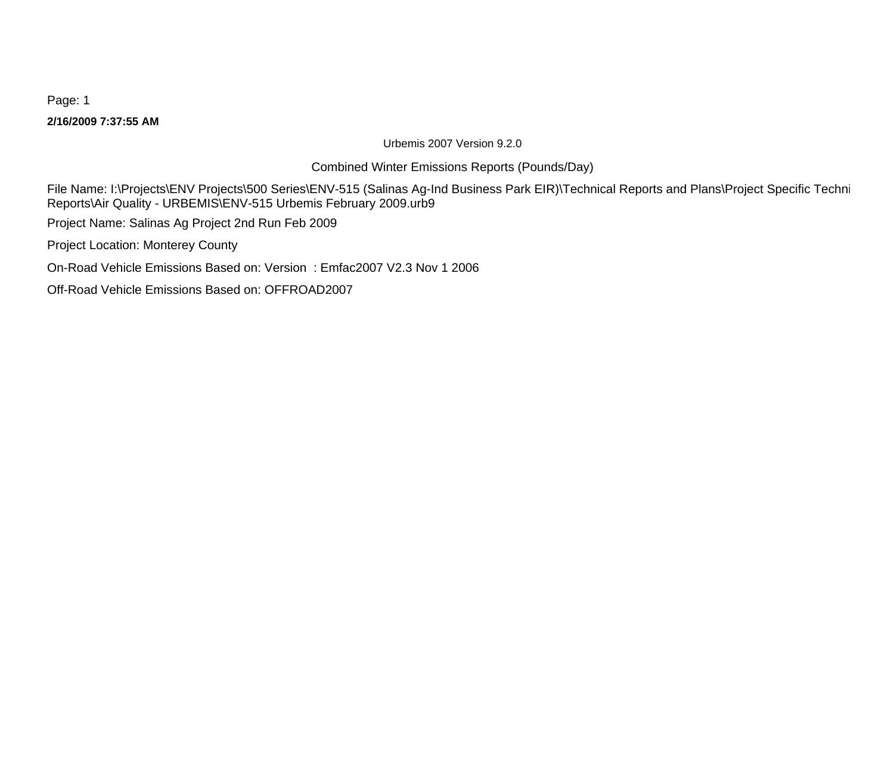**2/16/2009 7:37:55 AM**

Urbemis 2007 Version 9.2.0

Combined Winter Emissions Reports (Pounds/Day)

File Name: I:\Projects\ENV Projects\500 Series\ENV-515 (Salinas Ag-Ind Business Park EIR)\Technical Reports and Plans\Project Specific Techni Reports\Air Quality - URBEMIS\ENV-515 Urbemis February 2009.urb9

Project Name: Salinas Ag Project 2nd Run Feb 2009

Project Location: Monterey County

On-Road Vehicle Emissions Based on: Version : Emfac2007 V2.3 Nov 1 2006

Off-Road Vehicle Emissions Based on: OFFROAD2007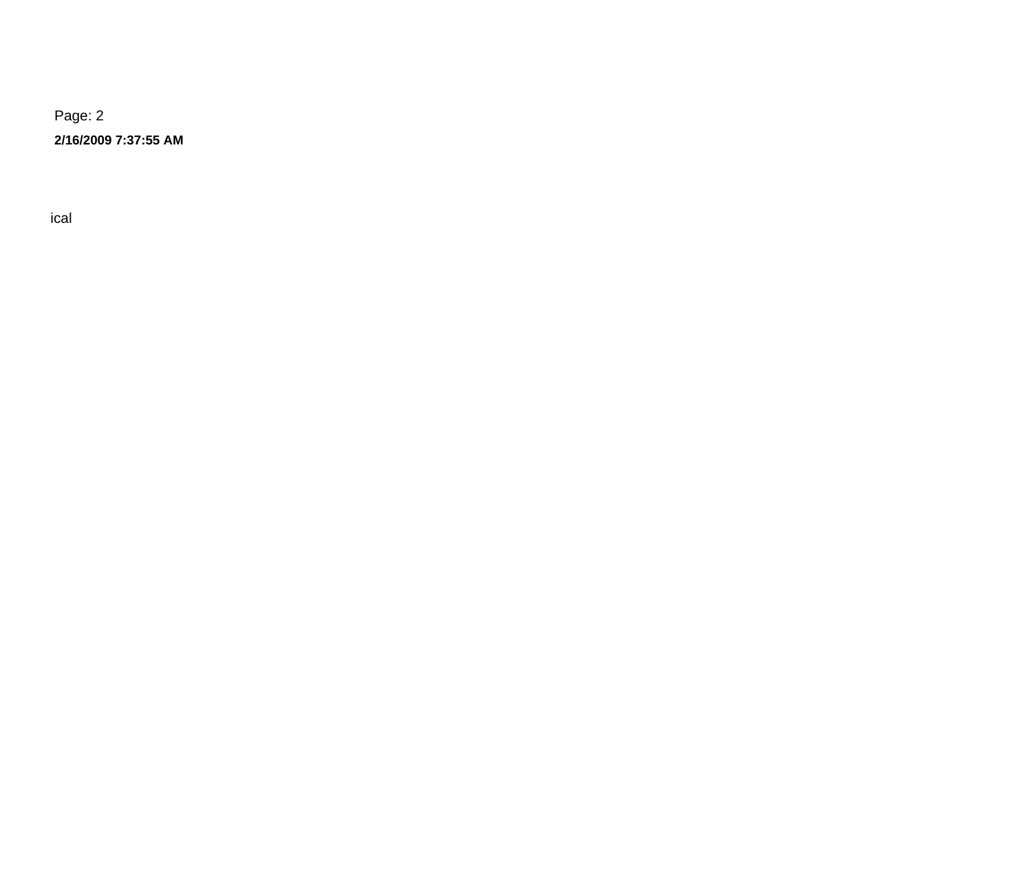ical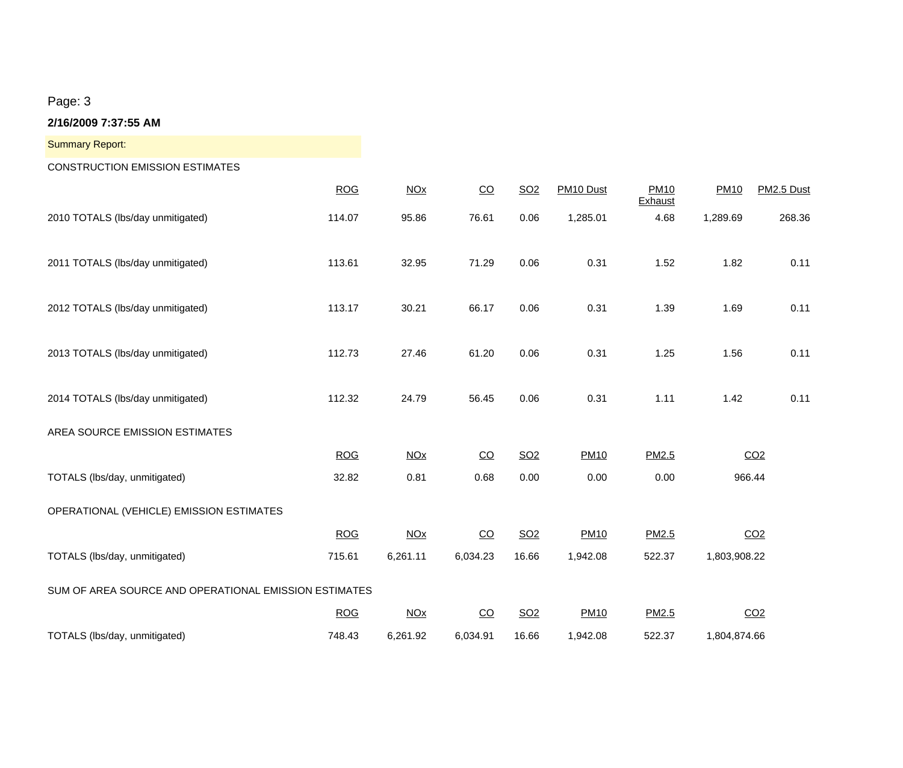Page: 3

**2/16/2009 7:37:55 AM**

Summary Report:

CONSTRUCTION EMISSION ESTIMATES

| | ROG | NOx | CO | SO2 | PM10 Dust | PM10 Exhaust | PM10 | PM2.5 Dust |
|---|---|---|---|---|---|---|---|---|
| 2010 TOTALS (lbs/day unmitigated) | 114.07 | 95.86 | 76.61 | 0.06 | 1,285.01 | 4.68 | 1,289.69 | 268.36 |
| 2011 TOTALS (lbs/day unmitigated) | 113.61 | 32.95 | 71.29 | 0.06 | 0.31 | 1.52 | 1.82 | 0.11 |
| 2012 TOTALS (lbs/day unmitigated) | 113.17 | 30.21 | 66.17 | 0.06 | 0.31 | 1.39 | 1.69 | 0.11 |
| 2013 TOTALS (lbs/day unmitigated) | 112.73 | 27.46 | 61.20 | 0.06 | 0.31 | 1.25 | 1.56 | 0.11 |
| 2014 TOTALS (lbs/day unmitigated) | 112.32 | 24.79 | 56.45 | 0.06 | 0.31 | 1.11 | 1.42 | 0.11 |

AREA SOURCE EMISSION ESTIMATES

| | ROG | NOx | CO | SO2 | PM10 | PM2.5 | CO2 |
|---|---|---|---|---|---|---|---|
| TOTALS (lbs/day, unmitigated) | 32.82 | 0.81 | 0.68 | 0.00 | 0.00 | 0.00 | 966.44 |

OPERATIONAL (VEHICLE) EMISSION ESTIMATES

| | ROG | NOx | CO | SO2 | PM10 | PM2.5 | CO2 |
|---|---|---|---|---|---|---|---|
| TOTALS (lbs/day, unmitigated) | 715.61 | 6,261.11 | 6,034.23 | 16.66 | 1,942.08 | 522.37 | 1,803,908.22 |

SUM OF AREA SOURCE AND OPERATIONAL EMISSION ESTIMATES

| | ROG | NOx | CO | SO2 | PM10 | PM2.5 | CO2 |
|---|---|---|---|---|---|---|---|
| TOTALS (lbs/day, unmitigated) | 748.43 | 6,261.92 | 6,034.91 | 16.66 | 1,942.08 | 522.37 | 1,804,874.66 |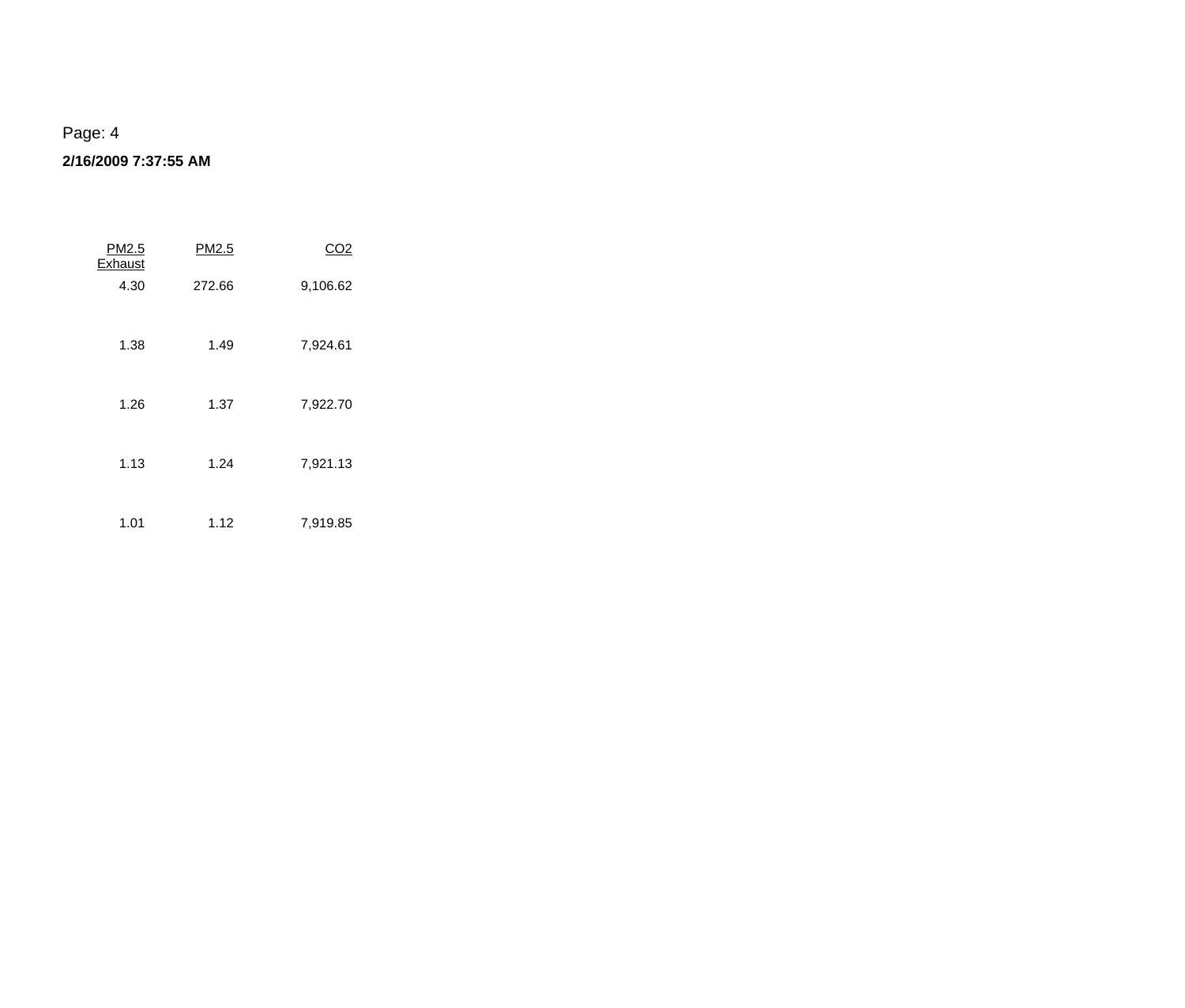Page: 4

**2/16/2009 7:37:55 AM**

| PM2.5 Exhaust | PM2.5 | $CO_2$ |
|---|---|---|
| 4.30 | 272.66 | 9,106.62 |
| 1.38 | 1.49 | 7,924.61 |
| 1.26 | 1.37 | 7,922.70 |
| 1.13 | 1.24 | 7,921.13 |
| 1.01 | 1.12 | 7,919.85 |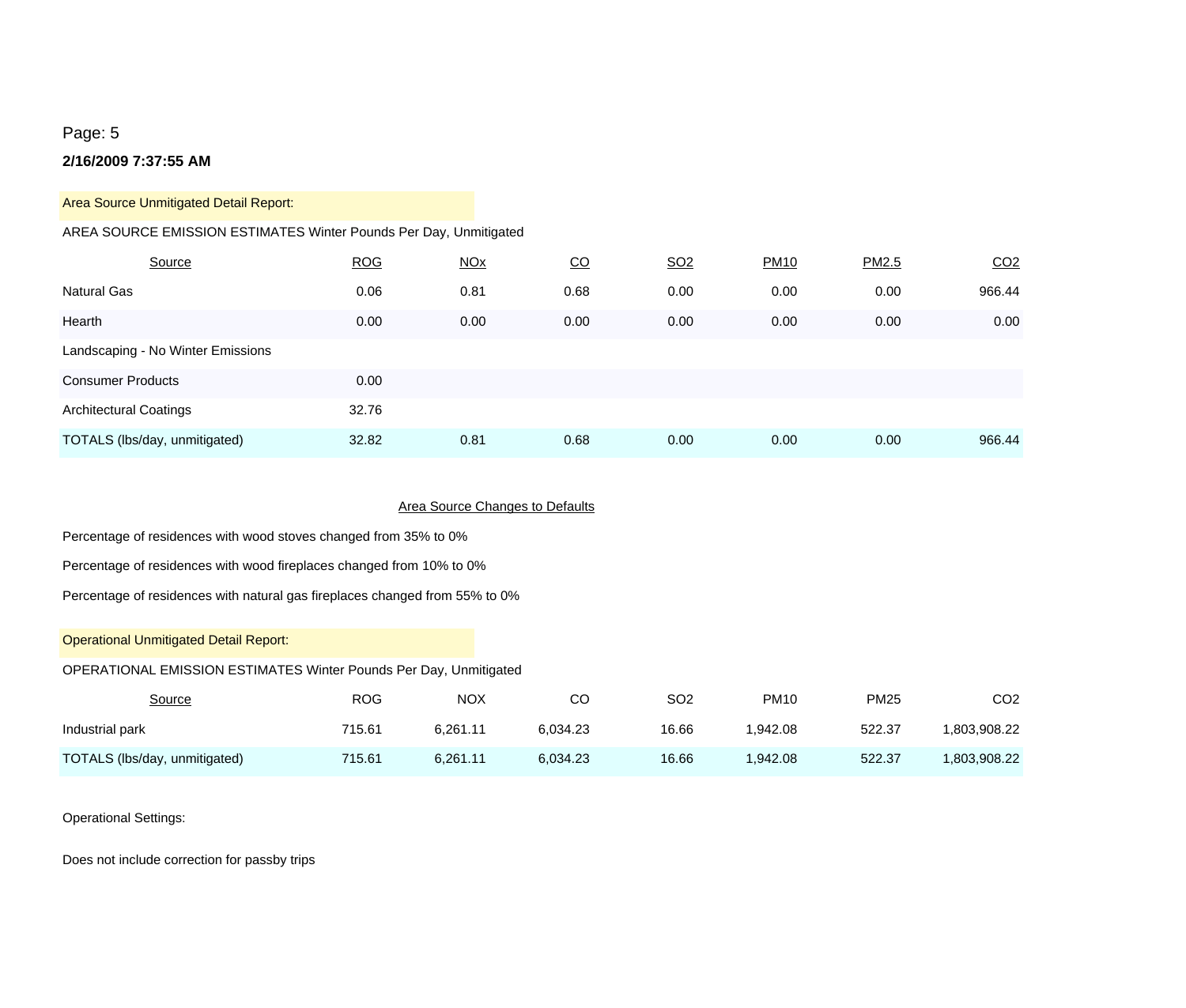Page: 5

**2/16/2009 7:37:55 AM**

Area Source Unmitigated Detail Report:

AREA SOURCE EMISSION ESTIMATES Winter Pounds Per Day, Unmitigated

| Source | ROG | NOx | CO | SO2 | PM10 | PM2.5 | CO2 |
|---|---|---|---|---|---|---|---|
| Natural Gas | 0.06 | 0.81 | 0.68 | 0.00 | 0.00 | 0.00 | 966.44 |
| Hearth | 0.00 | 0.00 | 0.00 | 0.00 | 0.00 | 0.00 | 0.00 |
| Landscaping - No Winter Emissions | | | | | | | |
| Consumer Products | 0.00 | | | | | | |
| Architectural Coatings | 32.76 | | | | | | |
| TOTALS (lbs/day, unmitigated) | 32.82 | 0.81 | 0.68 | 0.00 | 0.00 | 0.00 | 966.44 |

Area Source Changes to Defaults

Percentage of residences with wood stoves changed from 35% to 0%

Percentage of residences with wood fireplaces changed from 10% to 0%

Percentage of residences with natural gas fireplaces changed from 55% to 0%

Operational Unmitigated Detail Report:

OPERATIONAL EMISSION ESTIMATES Winter Pounds Per Day, Unmitigated

| Source | ROG | NOX | CO | SO2 | PM10 | PM25 | CO2 |
|---|---|---|---|---|---|---|---|
| Industrial park | 715.61 | 6,261.11 | 6,034.23 | 16.66 | 1,942.08 | 522.37 | 1,803,908.22 |
| TOTALS (lbs/day, unmitigated) | 715.61 | 6,261.11 | 6,034.23 | 16.66 | 1,942.08 | 522.37 | 1,803,908.22 |

Operational Settings:

Does not include correction for passby trips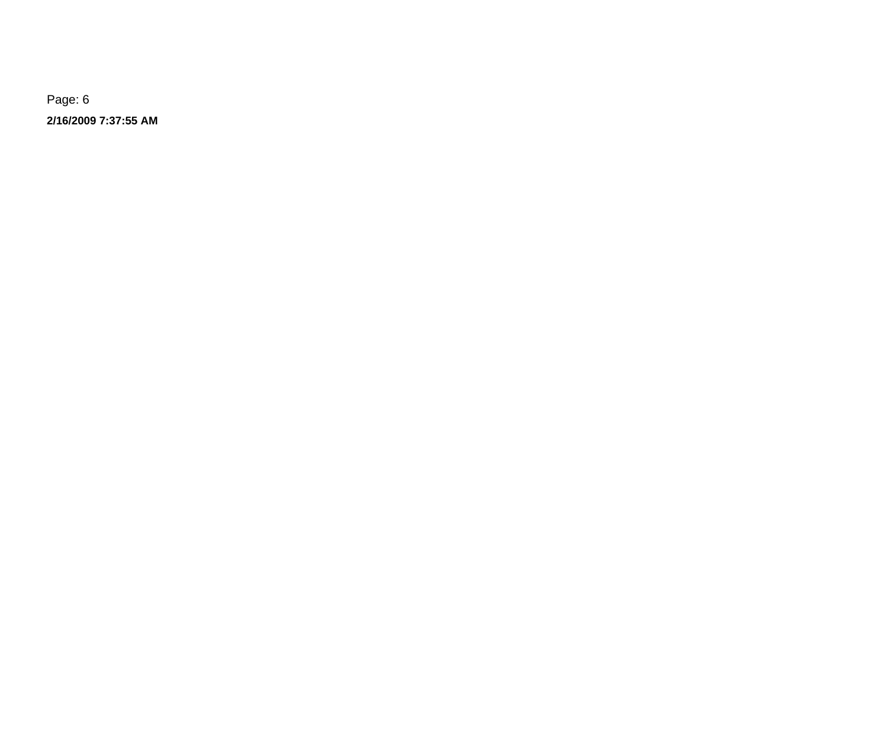Page: 6

**2/16/2009 7:37:55 AM**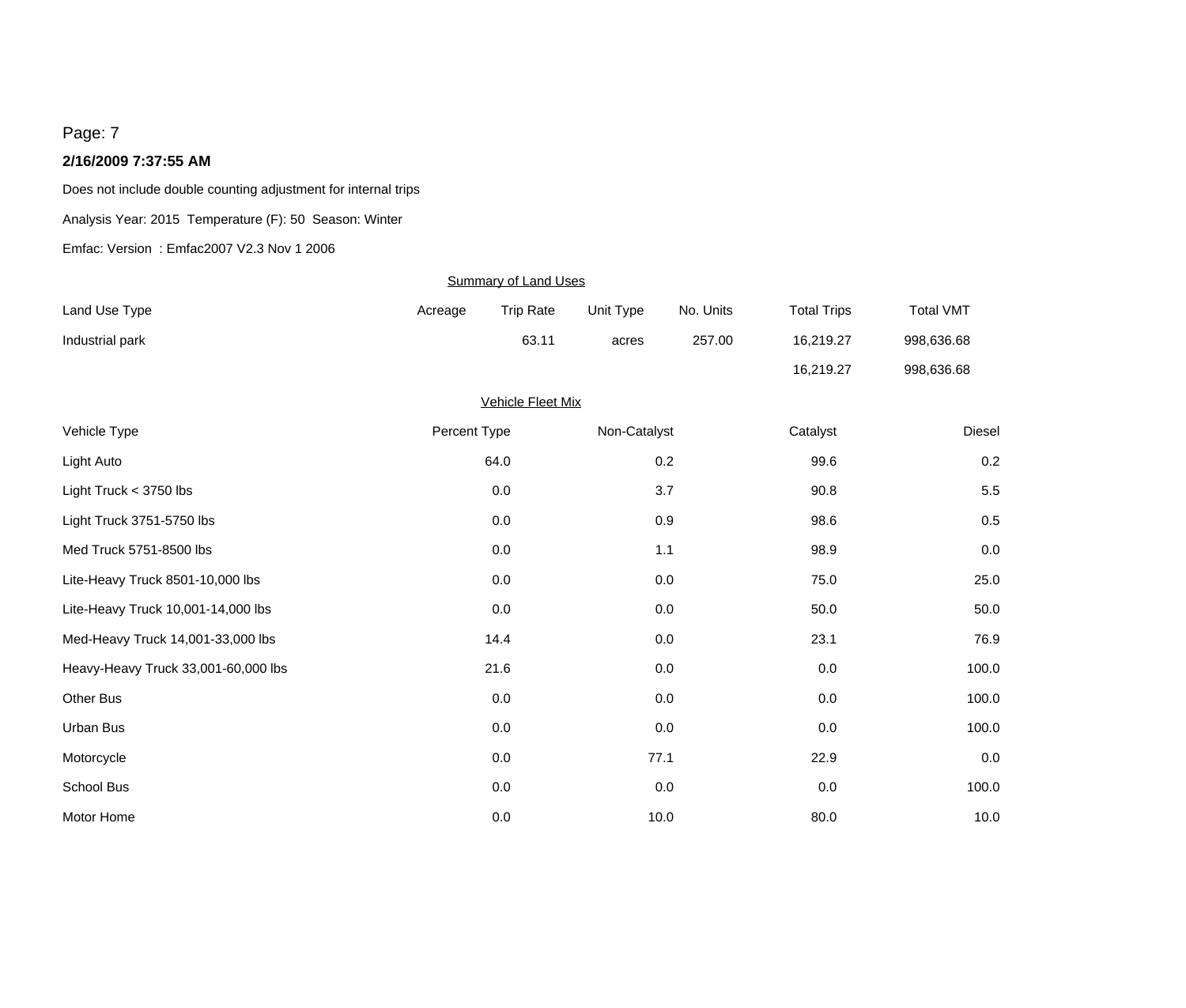Page: 7

**2/16/2009 7:37:55 AM**

Does not include double counting adjustment for internal trips

Analysis Year: 2015  Temperature (F): 50  Season: Winter

Emfac: Version  : Emfac2007 V2.3 Nov 1 2006

Summary of Land Uses

| Land Use Type | Acreage | Trip Rate | Unit Type | No. Units | Total Trips | Total VMT |
|---|---|---|---|---|---|---|
| Industrial park | | 63.11 | acres | 257.00 | 16,219.27 | 998,636.68 |
| | | | | | 16,219.27 | 998,636.68 |

Vehicle Fleet Mix

| Vehicle Type | Percent Type | Non-Catalyst | Catalyst | Diesel |
|---|---|---|---|---|
| Light Auto | 64.0 | 0.2 | 99.6 | 0.2 |
| Light Truck < 3750 lbs | 0.0 | 3.7 | 90.8 | 5.5 |
| Light Truck 3751-5750 lbs | 0.0 | 0.9 | 98.6 | 0.5 |
| Med Truck 5751-8500 lbs | 0.0 | 1.1 | 98.9 | 0.0 |
| Lite-Heavy Truck 8501-10,000 lbs | 0.0 | 0.0 | 75.0 | 25.0 |
| Lite-Heavy Truck 10,001-14,000 lbs | 0.0 | 0.0 | 50.0 | 50.0 |
| Med-Heavy Truck 14,001-33,000 lbs | 14.4 | 0.0 | 23.1 | 76.9 |
| Heavy-Heavy Truck 33,001-60,000 lbs | 21.6 | 0.0 | 0.0 | 100.0 |
| Other Bus | 0.0 | 0.0 | 0.0 | 100.0 |
| Urban Bus | 0.0 | 0.0 | 0.0 | 100.0 |
| Motorcycle | 0.0 | 77.1 | 22.9 | 0.0 |
| School Bus | 0.0 | 0.0 | 0.0 | 100.0 |
| Motor Home | 0.0 | 10.0 | 80.0 | 10.0 |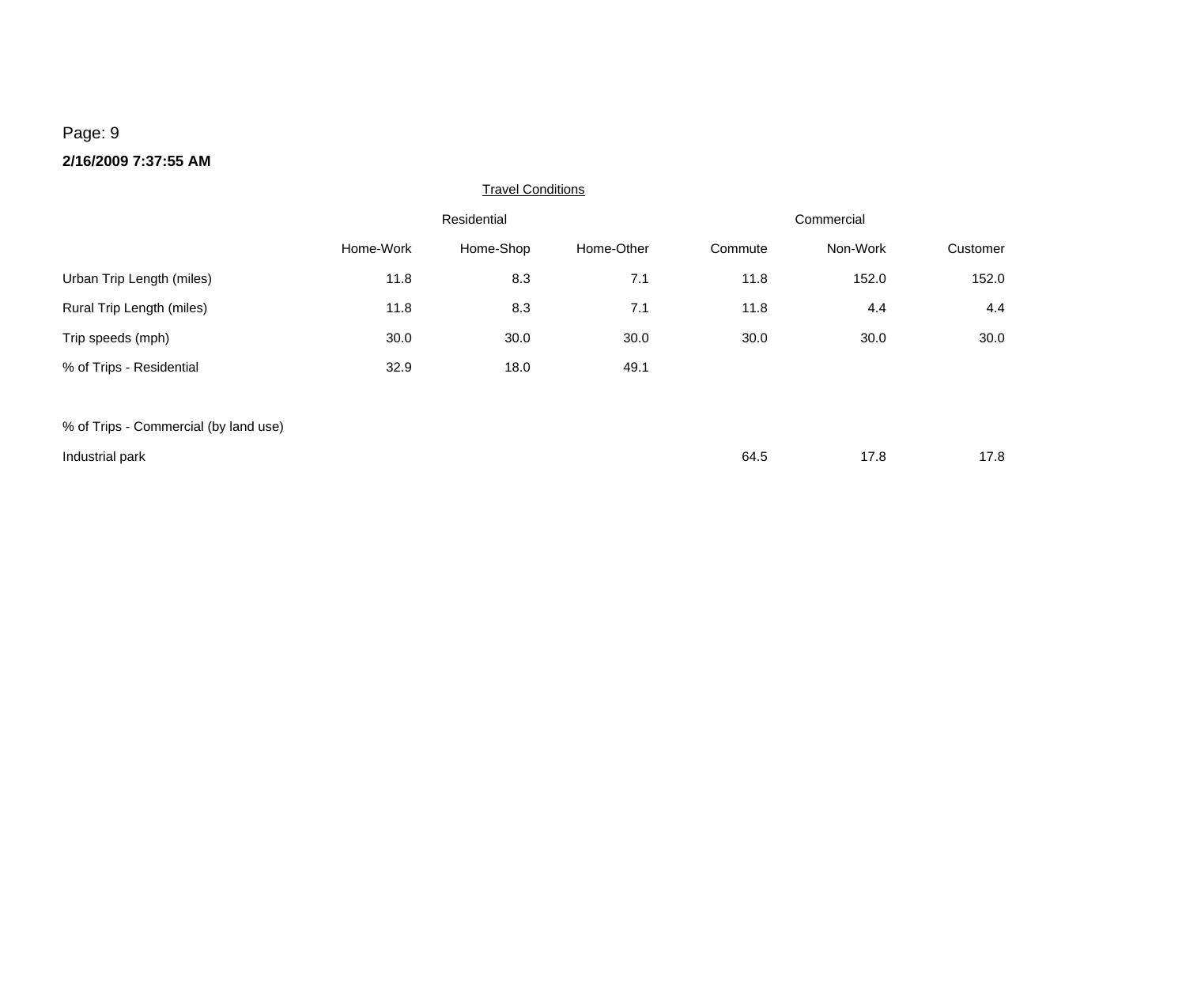Page: 9

**2/16/2009 7:37:55 AM**

Travel Conditions

| | Residential | | | Commercial | | |
|---|---|---|---|---|---|---|
| | Home-Work | Home-Shop | Home-Other | Commute | Non-Work | Customer |
| Urban Trip Length (miles) | 11.8 | 8.3 | 7.1 | 11.8 | 152.0 | 152.0 |
| Rural Trip Length (miles) | 11.8 | 8.3 | 7.1 | 11.8 | 4.4 | 4.4 |
| Trip speeds (mph) | 30.0 | 30.0 | 30.0 | 30.0 | 30.0 | 30.0 |
| % of Trips - Residential | 32.9 | 18.0 | 49.1 | | | |
| | | | | | | |
| % of Trips - Commercial (by land use) | | | | | | |
| Industrial park | | | | 64.5 | 17.8 | 17.8 |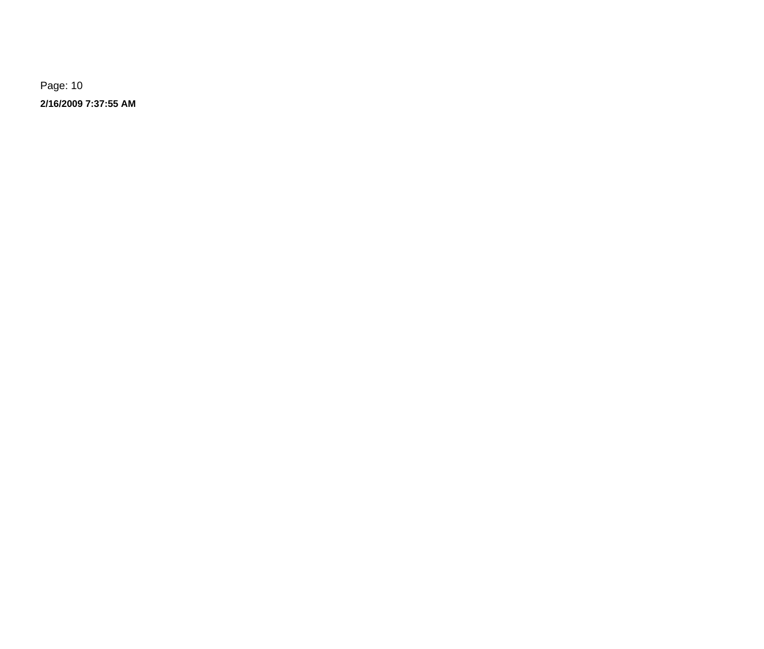Page: 10

**2/16/2009 7:37:55 AM**